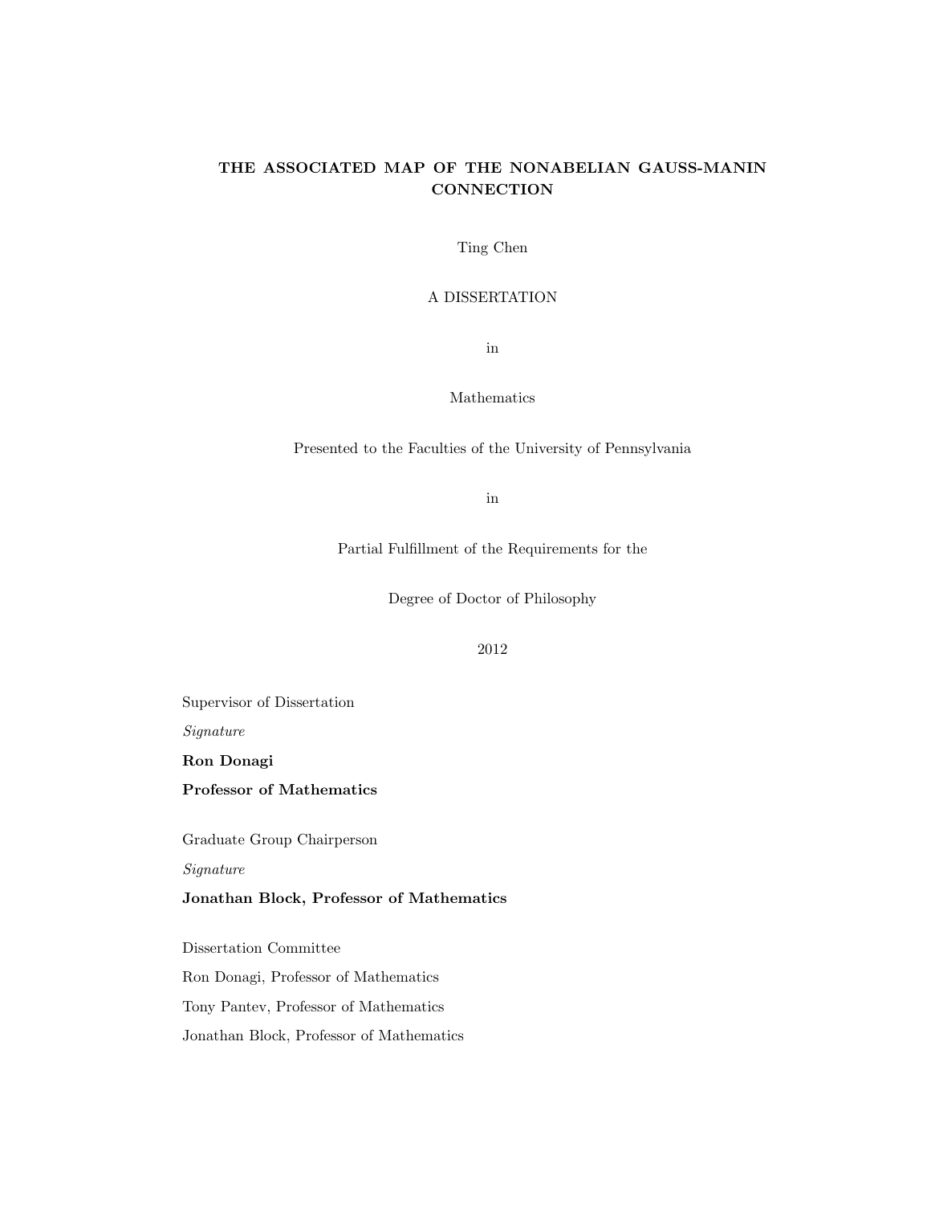# THE ASSOCIATED MAP OF THE NONABELIAN GAUSS-MANIN CONNECTION

Ting Chen

A DISSERTATION

in

Mathematics

Presented to the Faculties of the University of Pennsylvania

in

Partial Fulfillment of the Requirements for the

Degree of Doctor of Philosophy

2012

Supervisor of Dissertation

*Signature*

**Ron Donagi**

**Professor of Mathematics**

Graduate Group Chairperson

*Signature*

**Jonathan Block, Professor of Mathematics**

Dissertation Committee

Ron Donagi, Professor of Mathematics

Tony Pantev, Professor of Mathematics

Jonathan Block, Professor of Mathematics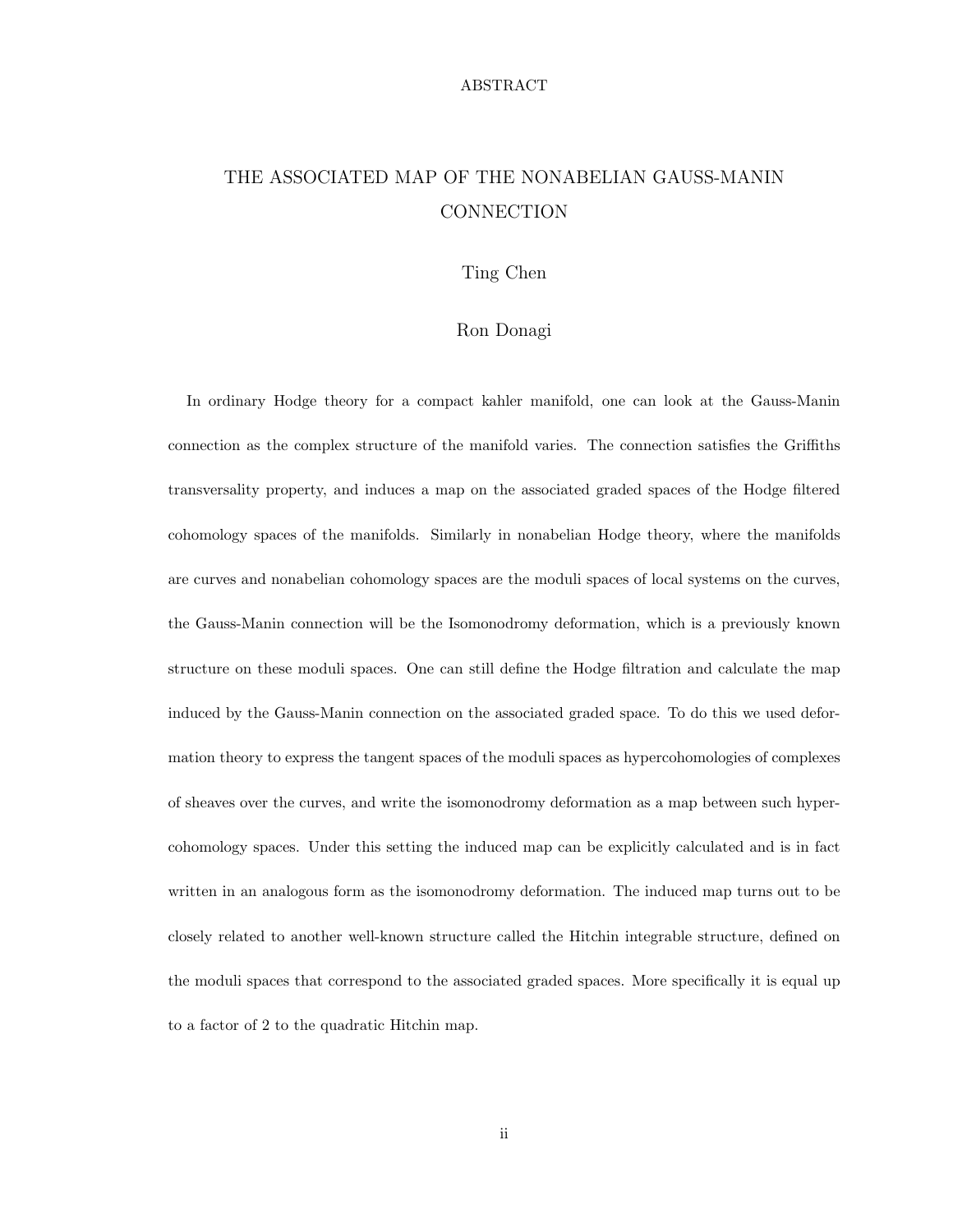ABSTRACT

# THE ASSOCIATED MAP OF THE NONABELIAN GAUSS-MANIN CONNECTION

Ting Chen

Ron Donagi

In ordinary Hodge theory for a compact kahler manifold, one can look at the Gauss-Manin connection as the complex structure of the manifold varies. The connection satisfies the Griffiths transversality property, and induces a map on the associated graded spaces of the Hodge filtered cohomology spaces of the manifolds. Similarly in nonabelian Hodge theory, where the manifolds are curves and nonabelian cohomology spaces are the moduli spaces of local systems on the curves, the Gauss-Manin connection will be the Isomonodromy deformation, which is a previously known structure on these moduli spaces. One can still define the Hodge filtration and calculate the map induced by the Gauss-Manin connection on the associated graded space. To do this we used deformation theory to express the tangent spaces of the moduli spaces as hypercohomologies of complexes of sheaves over the curves, and write the isomonodromy deformation as a map between such hypercohomology spaces. Under this setting the induced map can be explicitly calculated and is in fact written in an analogous form as the isomonodromy deformation. The induced map turns out to be closely related to another well-known structure called the Hitchin integrable structure, defined on the moduli spaces that correspond to the associated graded spaces. More specifically it is equal up to a factor of 2 to the quadratic Hitchin map.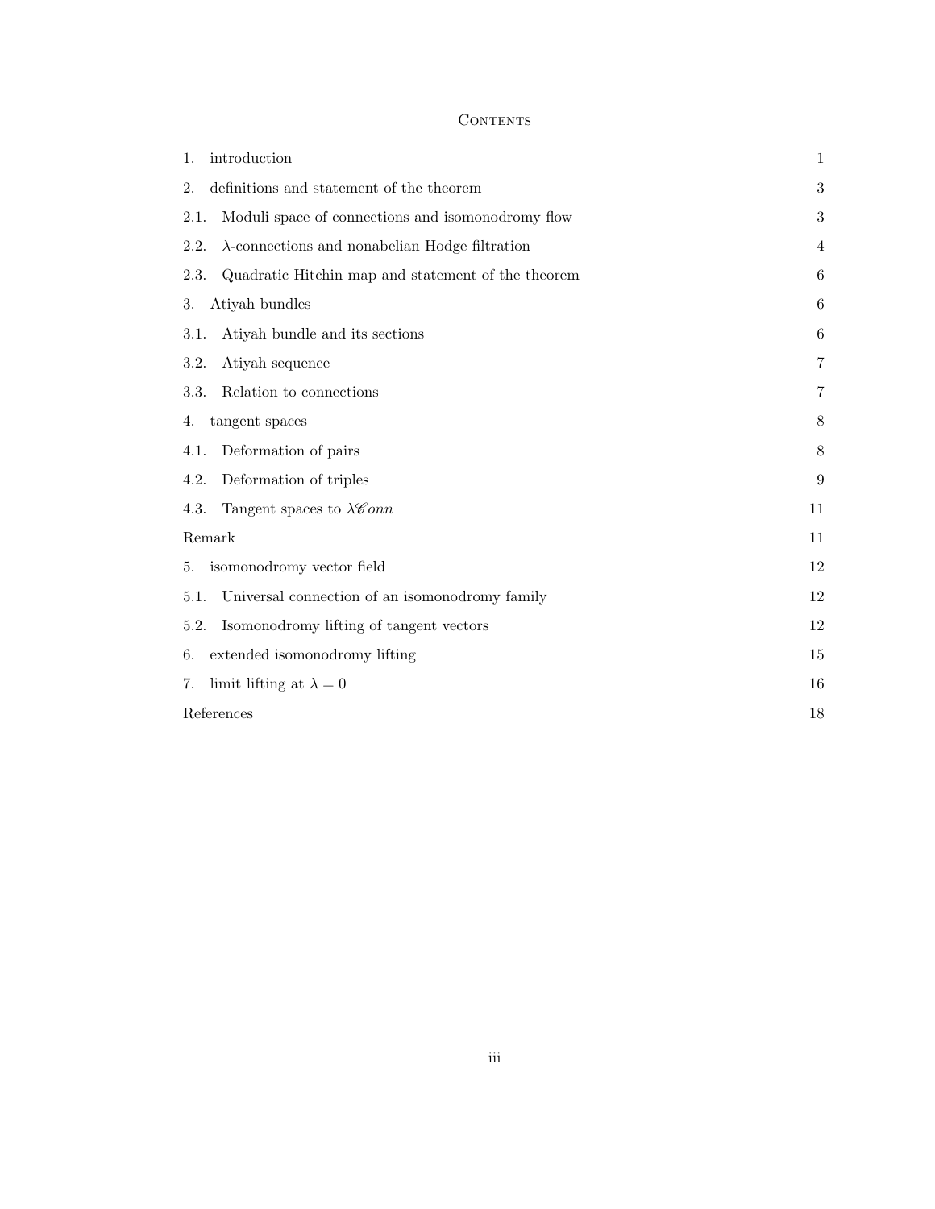# Contents

1. introduction 1
2. definitions and statement of the theorem 3
   - 2.1. Moduli space of connections and isomonodromy flow 3
   - 2.2. $\lambda$-connections and nonabelian Hodge filtration 4
   - 2.3. Quadratic Hitchin map and statement of the theorem 6
3. Atiyah bundles 6
   - 3.1. Atiyah bundle and its sections 6
   - 3.2. Atiyah sequence 7
   - 3.3. Relation to connections 7
4. tangent spaces 8
   - 4.1. Deformation of pairs 8
   - 4.2. Deformation of triples 9
   - 4.3. Tangent spaces to $\lambda\mathscr{C}onn$ 11
   - Remark 11
5. isomonodromy vector field 12
   - 5.1. Universal connection of an isomonodromy family 12
   - 5.2. Isomonodromy lifting of tangent vectors 12
6. extended isomonodromy lifting 15
7. limit lifting at $\lambda = 0$ 16

References 18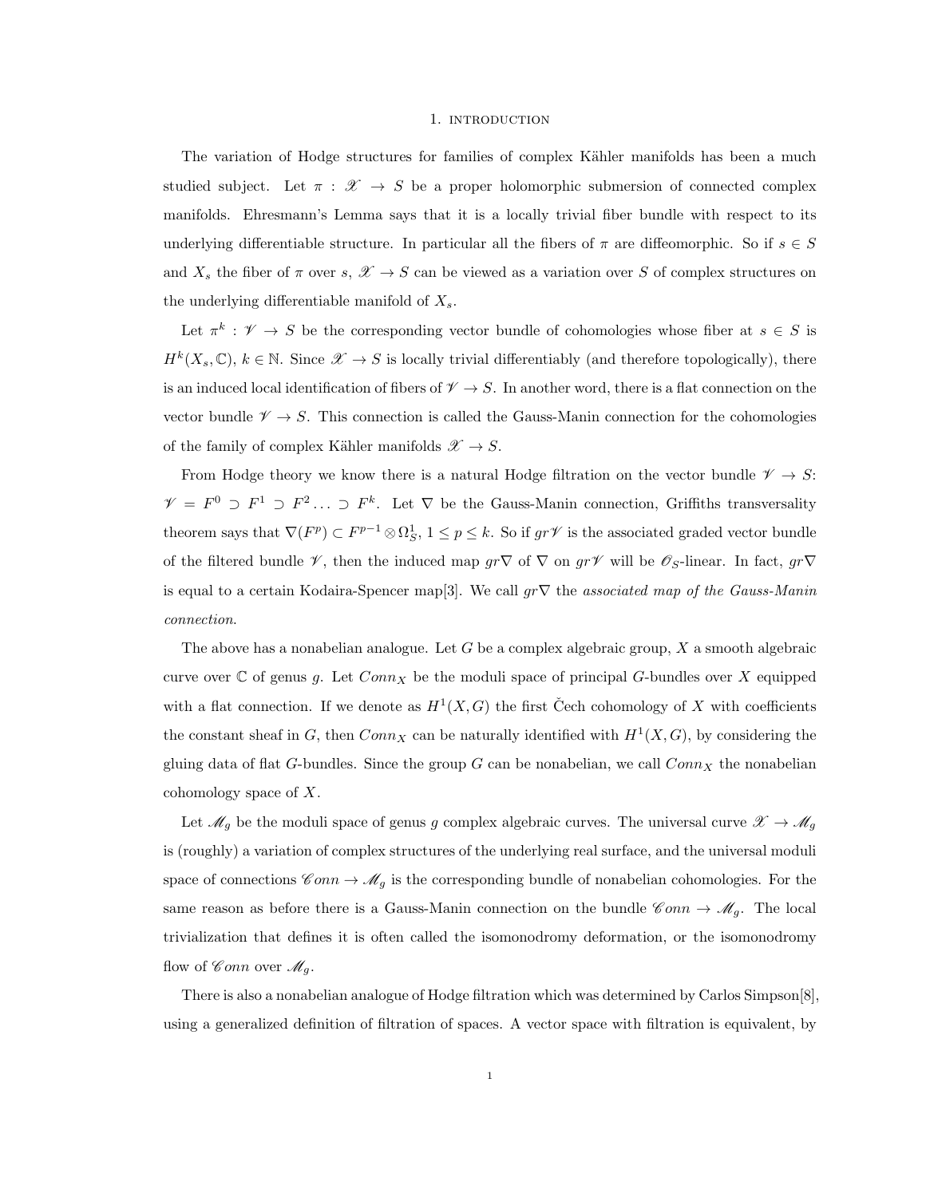# 1. Introduction

The variation of Hodge structures for families of complex Kähler manifolds has been a much studied subject. Let $\pi : \mathscr{X} \to S$ be a proper holomorphic submersion of connected complex manifolds. Ehresmann's Lemma says that it is a locally trivial fiber bundle with respect to its underlying differentiable structure. In particular all the fibers of $\pi$ are diffeomorphic. So if $s \in S$ and $X_s$ the fiber of $\pi$ over $s$, $\mathscr{X} \to S$ can be viewed as a variation over $S$ of complex structures on the underlying differentiable manifold of $X_s$.

Let $\pi^k : \mathscr{V} \to S$ be the corresponding vector bundle of cohomologies whose fiber at $s \in S$ is $H^k(X_s, \mathbb{C})$, $k \in \mathbb{N}$. Since $\mathscr{X} \to S$ is locally trivial differentiably (and therefore topologically), there is an induced local identification of fibers of $\mathscr{V} \to S$. In another word, there is a flat connection on the vector bundle $\mathscr{V} \to S$. This connection is called the Gauss-Manin connection for the cohomologies of the family of complex Kähler manifolds $\mathscr{X} \to S$.

From Hodge theory we know there is a natural Hodge filtration on the vector bundle $\mathscr{V} \to S$: $\mathscr{V} = F^0 \supset F^1 \supset F^2 \ldots \supset F^k$. Let $\nabla$ be the Gauss-Manin connection, Griffiths transversality theorem says that $\nabla(F^p) \subset F^{p-1} \otimes \Omega^1_S$, $1 \leq p \leq k$. So if $gr\mathscr{V}$ is the associated graded vector bundle of the filtered bundle $\mathscr{V}$, then the induced map $gr\nabla$ of $\nabla$ on $gr\mathscr{V}$ will be $\mathscr{O}_S$-linear. In fact, $gr\nabla$ is equal to a certain Kodaira-Spencer map[3]. We call $gr\nabla$ the *associated map of the Gauss-Manin connection*.

The above has a nonabelian analogue. Let $G$ be a complex algebraic group, $X$ a smooth algebraic curve over $\mathbb{C}$ of genus $g$. Let $Conn_X$ be the moduli space of principal $G$-bundles over $X$ equipped with a flat connection. If we denote as $H^1(X, G)$ the first Čech cohomology of $X$ with coefficients the constant sheaf in $G$, then $Conn_X$ can be naturally identified with $H^1(X, G)$, by considering the gluing data of flat $G$-bundles. Since the group $G$ can be nonabelian, we call $Conn_X$ the nonabelian cohomology space of $X$.

Let $\mathscr{M}_g$ be the moduli space of genus $g$ complex algebraic curves. The universal curve $\mathscr{X} \to \mathscr{M}_g$ is (roughly) a variation of complex structures of the underlying real surface, and the universal moduli space of connections $\mathscr{C}onn \to \mathscr{M}_g$ is the corresponding bundle of nonabelian cohomologies. For the same reason as before there is a Gauss-Manin connection on the bundle $\mathscr{C}onn \to \mathscr{M}_g$. The local trivialization that defines it is often called the isomonodromy deformation, or the isomonodromy flow of $\mathscr{C}onn$ over $\mathscr{M}_g$.

There is also a nonabelian analogue of Hodge filtration which was determined by Carlos Simpson[8], using a generalized definition of filtration of spaces. A vector space with filtration is equivalent, by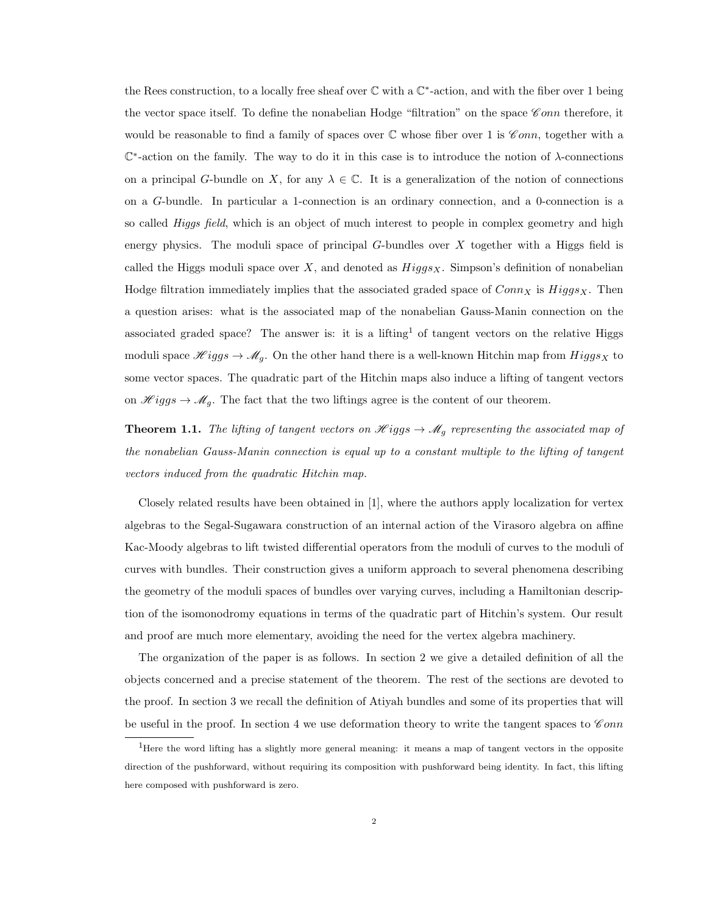the Rees construction, to a locally free sheaf over $\mathbb{C}$ with a $\mathbb{C}^*$-action, and with the fiber over 1 being the vector space itself. To define the nonabelian Hodge "filtration" on the space $\mathscr{C}onn$ therefore, it would be reasonable to find a family of spaces over $\mathbb{C}$ whose fiber over 1 is $\mathscr{C}onn$, together with a $\mathbb{C}^*$-action on the family. The way to do it in this case is to introduce the notion of $\lambda$-connections on a principal $G$-bundle on $X$, for any $\lambda \in \mathbb{C}$. It is a generalization of the notion of connections on a $G$-bundle. In particular a 1-connection is an ordinary connection, and a 0-connection is a so called *Higgs field*, which is an object of much interest to people in complex geometry and high energy physics. The moduli space of principal $G$-bundles over $X$ together with a Higgs field is called the Higgs moduli space over $X$, and denoted as $Higgs_X$. Simpson's definition of nonabelian Hodge filtration immediately implies that the associated graded space of $Conn_X$ is $Higgs_X$. Then a question arises: what is the associated map of the nonabelian Gauss-Manin connection on the associated graded space? The answer is: it is a lifting[1] of tangent vectors on the relative Higgs moduli space $\mathscr{H}iggs \to \mathscr{M}_g$. On the other hand there is a well-known Hitchin map from $Higgs_X$ to some vector spaces. The quadratic part of the Hitchin maps also induce a lifting of tangent vectors on $\mathscr{H}iggs \to \mathscr{M}_g$. The fact that the two liftings agree is the content of our theorem.

**Theorem 1.1.** *The lifting of tangent vectors on $\mathscr{H}iggs \to \mathscr{M}_g$ representing the associated map of the nonabelian Gauss-Manin connection is equal up to a constant multiple to the lifting of tangent vectors induced from the quadratic Hitchin map.*

Closely related results have been obtained in [1], where the authors apply localization for vertex algebras to the Segal-Sugawara construction of an internal action of the Virasoro algebra on affine Kac-Moody algebras to lift twisted differential operators from the moduli of curves to the moduli of curves with bundles. Their construction gives a uniform approach to several phenomena describing the geometry of the moduli spaces of bundles over varying curves, including a Hamiltonian description of the isomonodromy equations in terms of the quadratic part of Hitchin's system. Our result and proof are much more elementary, avoiding the need for the vertex algebra machinery.

The organization of the paper is as follows. In section 2 we give a detailed definition of all the objects concerned and a precise statement of the theorem. The rest of the sections are devoted to the proof. In section 3 we recall the definition of Atiyah bundles and some of its properties that will be useful in the proof. In section 4 we use deformation theory to write the tangent spaces to $\mathscr{C}onn$

[1] Here the word lifting has a slightly more general meaning: it means a map of tangent vectors in the opposite direction of the pushforward, without requiring its composition with pushforward being identity. In fact, this lifting here composed with pushforward is zero.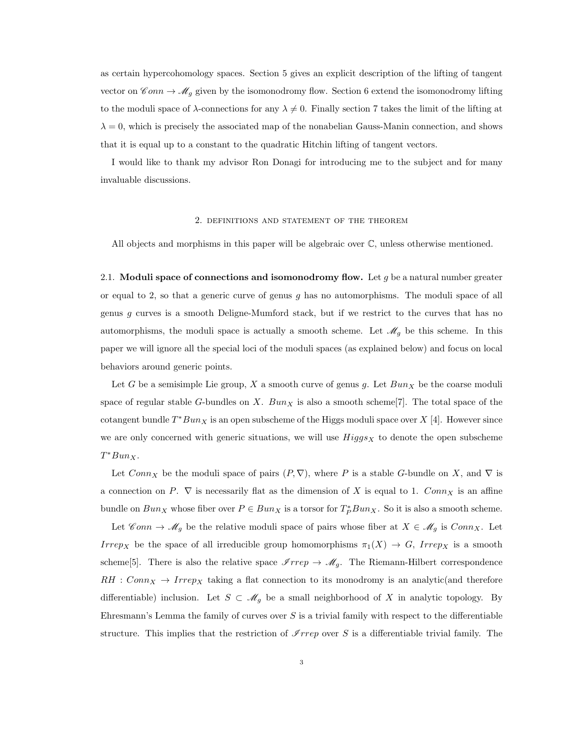as certain hypercohomology spaces. Section 5 gives an explicit description of the lifting of tangent vector on $\mathscr{C}onn \to \mathscr{M}_g$ given by the isomonodromy flow. Section 6 extend the isomonodromy lifting to the moduli space of $\lambda$-connections for any $\lambda \neq 0$. Finally section 7 takes the limit of the lifting at $\lambda = 0$, which is precisely the associated map of the nonabelian Gauss-Manin connection, and shows that it is equal up to a constant to the quadratic Hitchin lifting of tangent vectors.

I would like to thank my advisor Ron Donagi for introducing me to the subject and for many invaluable discussions.

## 2. Definitions and statement of the theorem

All objects and morphisms in this paper will be algebraic over $\mathbb{C}$, unless otherwise mentioned.

2.1. **Moduli space of connections and isomonodromy flow.** Let $g$ be a natural number greater or equal to 2, so that a generic curve of genus $g$ has no automorphisms. The moduli space of all genus $g$ curves is a smooth Deligne-Mumford stack, but if we restrict to the curves that has no automorphisms, the moduli space is actually a smooth scheme. Let $\mathscr{M}_g$ be this scheme. In this paper we will ignore all the special loci of the moduli spaces (as explained below) and focus on local behaviors around generic points.

Let $G$ be a semisimple Lie group, $X$ a smooth curve of genus $g$. Let $Bun_X$ be the coarse moduli space of regular stable $G$-bundles on $X$. $Bun_X$ is also a smooth scheme[7]. The total space of the cotangent bundle $T^*Bun_X$ is an open subscheme of the Higgs moduli space over $X$ [4]. However since we are only concerned with generic situations, we will use $Higgs_X$ to denote the open subscheme $T^*Bun_X$.

Let $Conn_X$ be the moduli space of pairs $(P, \nabla)$, where $P$ is a stable $G$-bundle on $X$, and $\nabla$ is a connection on $P$. $\nabla$ is necessarily flat as the dimension of $X$ is equal to 1. $Conn_X$ is an affine bundle on $Bun_X$ whose fiber over $P \in Bun_X$ is a torsor for $T^*_P Bun_X$. So it is also a smooth scheme.

Let $\mathscr{C}onn \to \mathscr{M}_g$ be the relative moduli space of pairs whose fiber at $X \in \mathscr{M}_g$ is $Conn_X$. Let $Irrep_X$ be the space of all irreducible group homomorphisms $\pi_1(X) \to G$, $Irrep_X$ is a smooth scheme[5]. There is also the relative space $\mathscr{I}rrep \to \mathscr{M}_g$. The Riemann-Hilbert correspondence $RH : Conn_X \to Irrep_X$ taking a flat connection to its monodromy is an analytic(and therefore differentiable) inclusion. Let $S \subset \mathscr{M}_g$ be a small neighborhood of $X$ in analytic topology. By Ehresmann's Lemma the family of curves over $S$ is a trivial family with respect to the differentiable structure. This implies that the restriction of $\mathscr{I}rrep$ over $S$ is a differentiable trivial family. The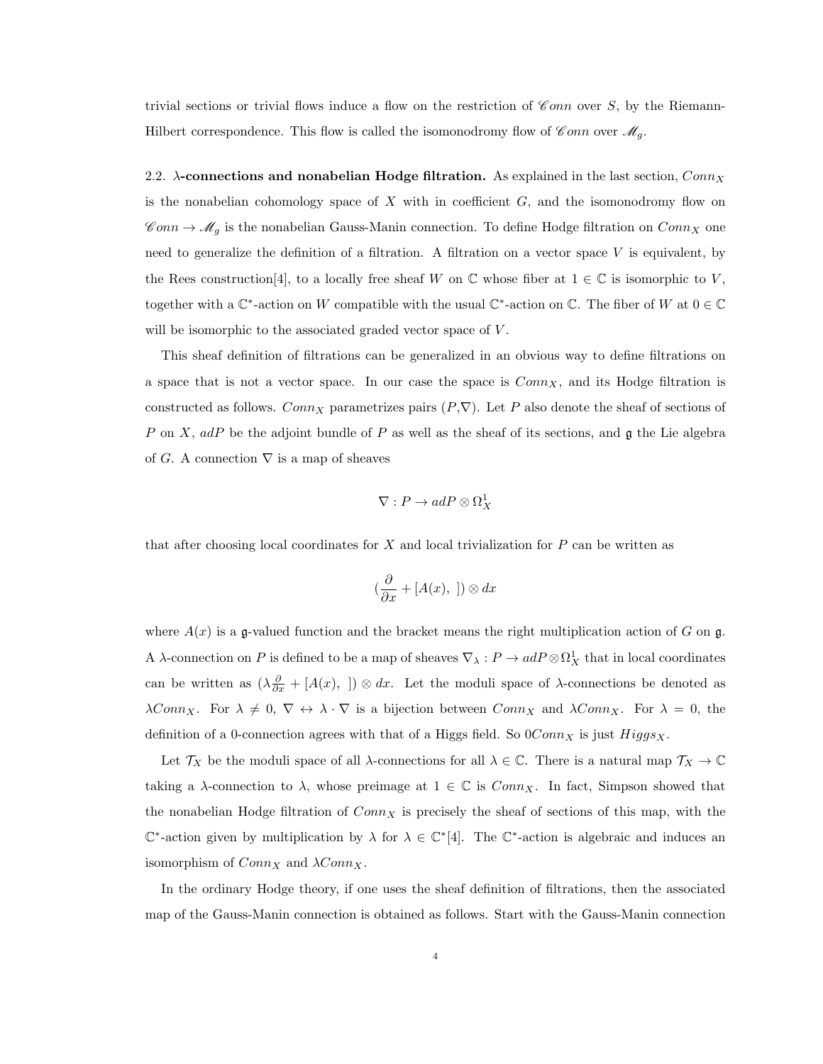trivial sections or trivial flows induce a flow on the restriction of $\mathscr{C}onn$ over $S$, by the Riemann-Hilbert correspondence. This flow is called the isomonodromy flow of $\mathscr{C}onn$ over $\mathscr{M}_g$.

**2.2. $\lambda$-connections and nonabelian Hodge filtration.** As explained in the last section, $Conn_X$ is the nonabelian cohomology space of $X$ with in coefficient $G$, and the isomonodromy flow on $\mathscr{C}onn \to \mathscr{M}_g$ is the nonabelian Gauss-Manin connection. To define Hodge filtration on $Conn_X$ one need to generalize the definition of a filtration. A filtration on a vector space $V$ is equivalent, by the Rees construction[4], to a locally free sheaf $W$ on $\mathbb{C}$ whose fiber at $1 \in \mathbb{C}$ is isomorphic to $V$, together with a $\mathbb{C}^*$-action on $W$ compatible with the usual $\mathbb{C}^*$-action on $\mathbb{C}$. The fiber of $W$ at $0 \in \mathbb{C}$ will be isomorphic to the associated graded vector space of $V$.

This sheaf definition of filtrations can be generalized in an obvious way to define filtrations on a space that is not a vector space. In our case the space is $Conn_X$, and its Hodge filtration is constructed as follows. $Conn_X$ parametrizes pairs $(P,\nabla)$. Let $P$ also denote the sheaf of sections of $P$ on $X$, $adP$ be the adjoint bundle of $P$ as well as the sheaf of its sections, and $\mathfrak{g}$ the Lie algebra of $G$. A connection $\nabla$ is a map of sheaves

$$\nabla : P \to adP \otimes \Omega^1_X$$

that after choosing local coordinates for $X$ and local trivialization for $P$ can be written as

$$(\frac{\partial}{\partial x} + [A(x),\ ]) \otimes dx$$

where $A(x)$ is a $\mathfrak{g}$-valued function and the bracket means the right multiplication action of $G$ on $\mathfrak{g}$. A $\lambda$-connection on $P$ is defined to be a map of sheaves $\nabla_\lambda : P \to adP \otimes \Omega^1_X$ that in local coordinates can be written as $(\lambda\frac{\partial}{\partial x} + [A(x),\ ]) \otimes dx$. Let the moduli space of $\lambda$-connections be denoted as $\lambda Conn_X$. For $\lambda \neq 0$, $\nabla \leftrightarrow \lambda \cdot \nabla$ is a bijection between $Conn_X$ and $\lambda Conn_X$. For $\lambda = 0$, the definition of a 0-connection agrees with that of a Higgs field. So $0Conn_X$ is just $Higgs_X$.

Let $\mathcal{T}_X$ be the moduli space of all $\lambda$-connections for all $\lambda \in \mathbb{C}$. There is a natural map $\mathcal{T}_X \to \mathbb{C}$ taking a $\lambda$-connection to $\lambda$, whose preimage at $1 \in \mathbb{C}$ is $Conn_X$. In fact, Simpson showed that the nonabelian Hodge filtration of $Conn_X$ is precisely the sheaf of sections of this map, with the $\mathbb{C}^*$-action given by multiplication by $\lambda$ for $\lambda \in \mathbb{C}^*$[4]. The $\mathbb{C}^*$-action is algebraic and induces an isomorphism of $Conn_X$ and $\lambda Conn_X$.

In the ordinary Hodge theory, if one uses the sheaf definition of filtrations, then the associated map of the Gauss-Manin connection is obtained as follows. Start with the Gauss-Manin connection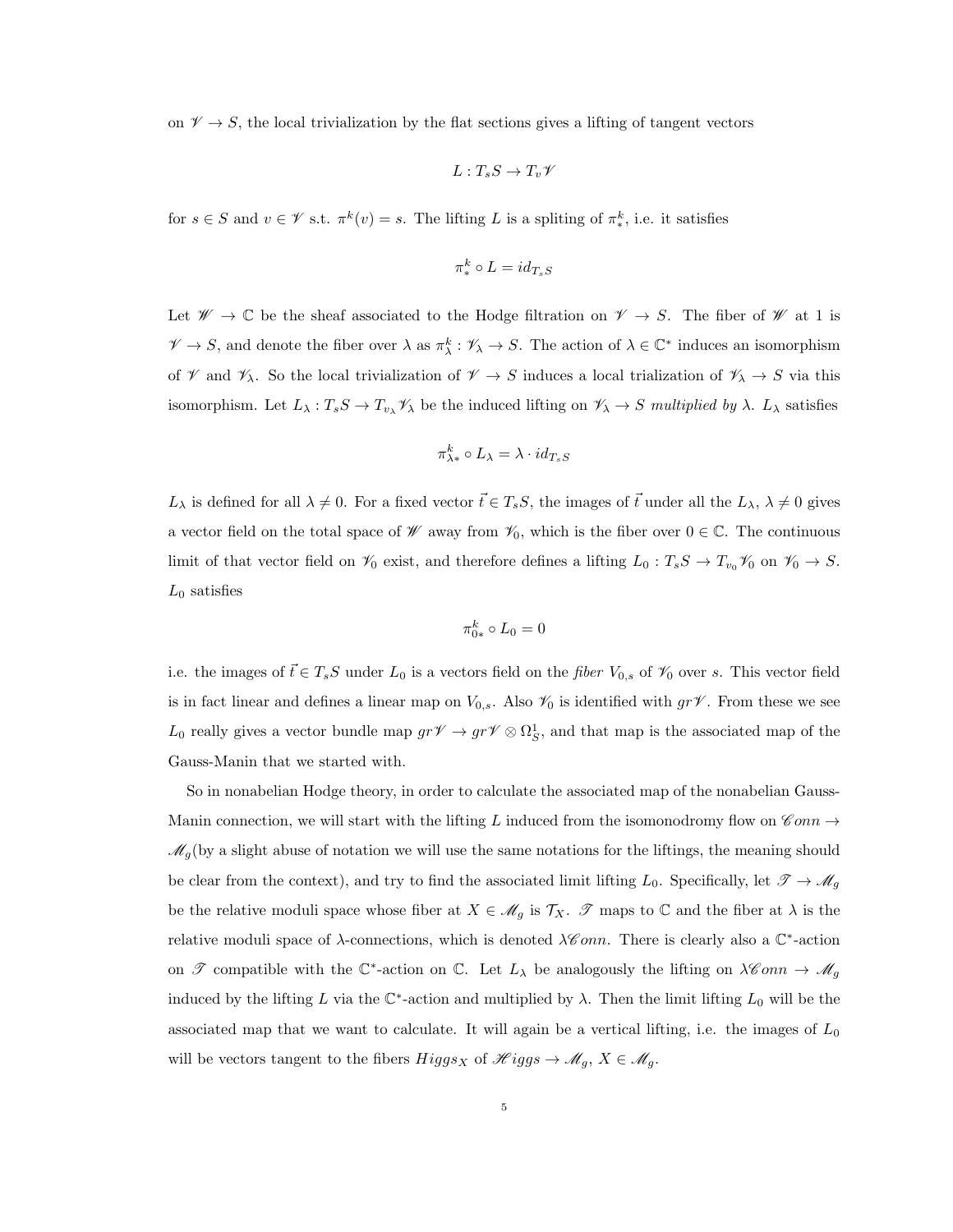on $\mathscr{V} \to S$, the local trivialization by the flat sections gives a lifting of tangent vectors

$$L : T_s S \to T_v \mathscr{V}$$

for $s \in S$ and $v \in \mathscr{V}$ s.t. $\pi^k(v) = s$. The lifting $L$ is a spliting of $\pi^k_*$, i.e. it satisfies

$$\pi^k_* \circ L = id_{T_s S}$$

Let $\mathscr{W} \to \mathbb{C}$ be the sheaf associated to the Hodge filtration on $\mathscr{V} \to S$. The fiber of $\mathscr{W}$ at 1 is $\mathscr{V} \to S$, and denote the fiber over $\lambda$ as $\pi^k_\lambda : \mathscr{V}_\lambda \to S$. The action of $\lambda \in \mathbb{C}^*$ induces an isomorphism of $\mathscr{V}$ and $\mathscr{V}_\lambda$. So the local trivialization of $\mathscr{V} \to S$ induces a local trialization of $\mathscr{V}_\lambda \to S$ via this isomorphism. Let $L_\lambda : T_s S \to T_{v_\lambda} \mathscr{V}_\lambda$ be the induced lifting on $\mathscr{V}_\lambda \to S$ *multiplied by* $\lambda$. $L_\lambda$ satisfies

$$\pi^k_{\lambda *} \circ L_\lambda = \lambda \cdot id_{T_s S}$$

$L_\lambda$ is defined for all $\lambda \neq 0$. For a fixed vector $\vec{t} \in T_s S$, the images of $\vec{t}$ under all the $L_\lambda$, $\lambda \neq 0$ gives a vector field on the total space of $\mathscr{W}$ away from $\mathscr{V}_0$, which is the fiber over $0 \in \mathbb{C}$. The continuous limit of that vector field on $\mathscr{V}_0$ exist, and therefore defines a lifting $L_0 : T_s S \to T_{v_0} \mathscr{V}_0$ on $\mathscr{V}_0 \to S$. $L_0$ satisfies

$$\pi^k_{0*} \circ L_0 = 0$$

i.e. the images of $\vec{t} \in T_s S$ under $L_0$ is a vectors field on the *fiber* $V_{0,s}$ of $\mathscr{V}_0$ over $s$. This vector field is in fact linear and defines a linear map on $V_{0,s}$. Also $\mathscr{V}_0$ is identified with $gr\mathscr{V}$. From these we see $L_0$ really gives a vector bundle map $gr\mathscr{V} \to gr\mathscr{V} \otimes \Omega^1_S$, and that map is the associated map of the Gauss-Manin that we started with.

So in nonabelian Hodge theory, in order to calculate the associated map of the nonabelian Gauss-Manin connection, we will start with the lifting $L$ induced from the isomonodromy flow on $\mathscr{C}onn \to \mathscr{M}_g$(by a slight abuse of notation we will use the same notations for the liftings, the meaning should be clear from the context), and try to find the associated limit lifting $L_0$. Specifically, let $\mathscr{T} \to \mathscr{M}_g$ be the relative moduli space whose fiber at $X \in \mathscr{M}_g$ is $\mathcal{T}_X$. $\mathscr{T}$ maps to $\mathbb{C}$ and the fiber at $\lambda$ is the relative moduli space of $\lambda$-connections, which is denoted $\lambda\mathscr{C}onn$. There is clearly also a $\mathbb{C}^*$-action on $\mathscr{T}$ compatible with the $\mathbb{C}^*$-action on $\mathbb{C}$. Let $L_\lambda$ be analogously the lifting on $\lambda\mathscr{C}onn \to \mathscr{M}_g$ induced by the lifting $L$ via the $\mathbb{C}^*$-action and multiplied by $\lambda$. Then the limit lifting $L_0$ will be the associated map that we want to calculate. It will again be a vertical lifting, i.e. the images of $L_0$ will be vectors tangent to the fibers $Higgs_X$ of $\mathscr{H}iggs \to \mathscr{M}_g$, $X \in \mathscr{M}_g$.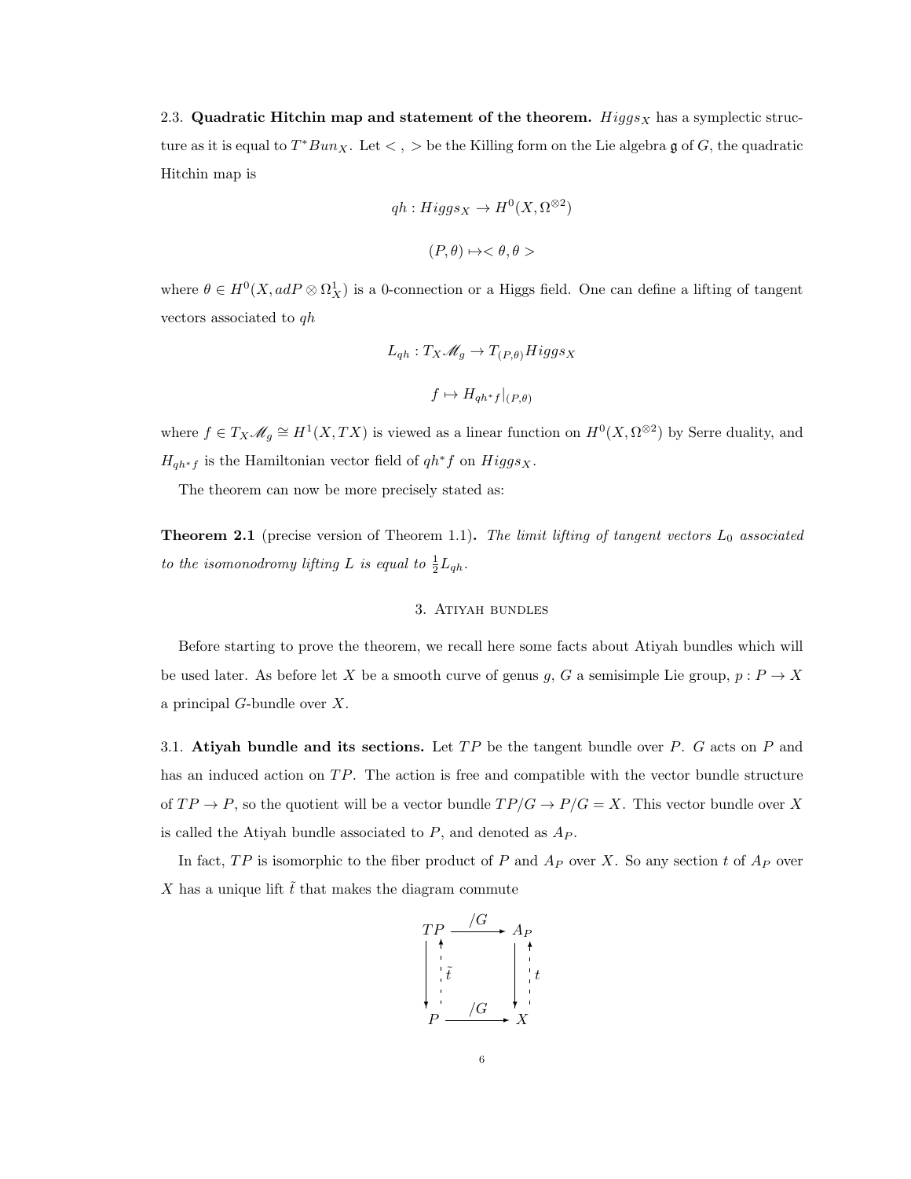### 2.3. **Quadratic Hitchin map and statement of the theorem.**

$Higgs_X$ has a symplectic structure as it is equal to $T^*Bun_X$. Let $<\,,\,>$ be the Killing form on the Lie algebra $\mathfrak{g}$ of $G$, the quadratic Hitchin map is

$$qh : Higgs_X \to H^0(X, \Omega^{\otimes 2})$$

$$(P, \theta) \mapsto <\theta, \theta>$$

where $\theta \in H^0(X, adP \otimes \Omega^1_X)$ is a 0-connection or a Higgs field. One can define a lifting of tangent vectors associated to $qh$

$$L_{qh} : T_X \mathscr{M}_g \to T_{(P,\theta)} Higgs_X$$

$$f \mapsto H_{qh^* f}|_{(P,\theta)}$$

where $f \in T_X \mathscr{M}_g \cong H^1(X, TX)$ is viewed as a linear function on $H^0(X, \Omega^{\otimes 2})$ by Serre duality, and $H_{qh^* f}$ is the Hamiltonian vector field of $qh^* f$ on $Higgs_X$.

The theorem can now be more precisely stated as:

**Theorem 2.1** (precise version of Theorem 1.1)**.** *The limit lifting of tangent vectors $L_0$ associated to the isomonodromy lifting $L$ is equal to $\frac{1}{2} L_{qh}$.*

## 3. Atiyah bundles

Before starting to prove the theorem, we recall here some facts about Atiyah bundles which will be used later. As before let $X$ be a smooth curve of genus $g$, $G$ a semisimple Lie group, $p : P \to X$ a principal $G$-bundle over $X$.

### 3.1. **Atiyah bundle and its sections.**

Let $TP$ be the tangent bundle over $P$. $G$ acts on $P$ and has an induced action on $TP$. The action is free and compatible with the vector bundle structure of $TP \to P$, so the quotient will be a vector bundle $TP/G \to P/G = X$. This vector bundle over $X$ is called the Atiyah bundle associated to $P$, and denoted as $A_P$.

In fact, $TP$ is isomorphic to the fiber product of $P$ and $A_P$ over $X$. So any section $t$ of $A_P$ over $X$ has a unique lift $\tilde{t}$ that makes the diagram commute

$$\begin{array}{ccc} TP & \xrightarrow{/G} & A_P \\ \downarrow \uparrow \tilde{t} & & \downarrow \uparrow t \\ P & \xrightarrow{/G} & X \end{array}$$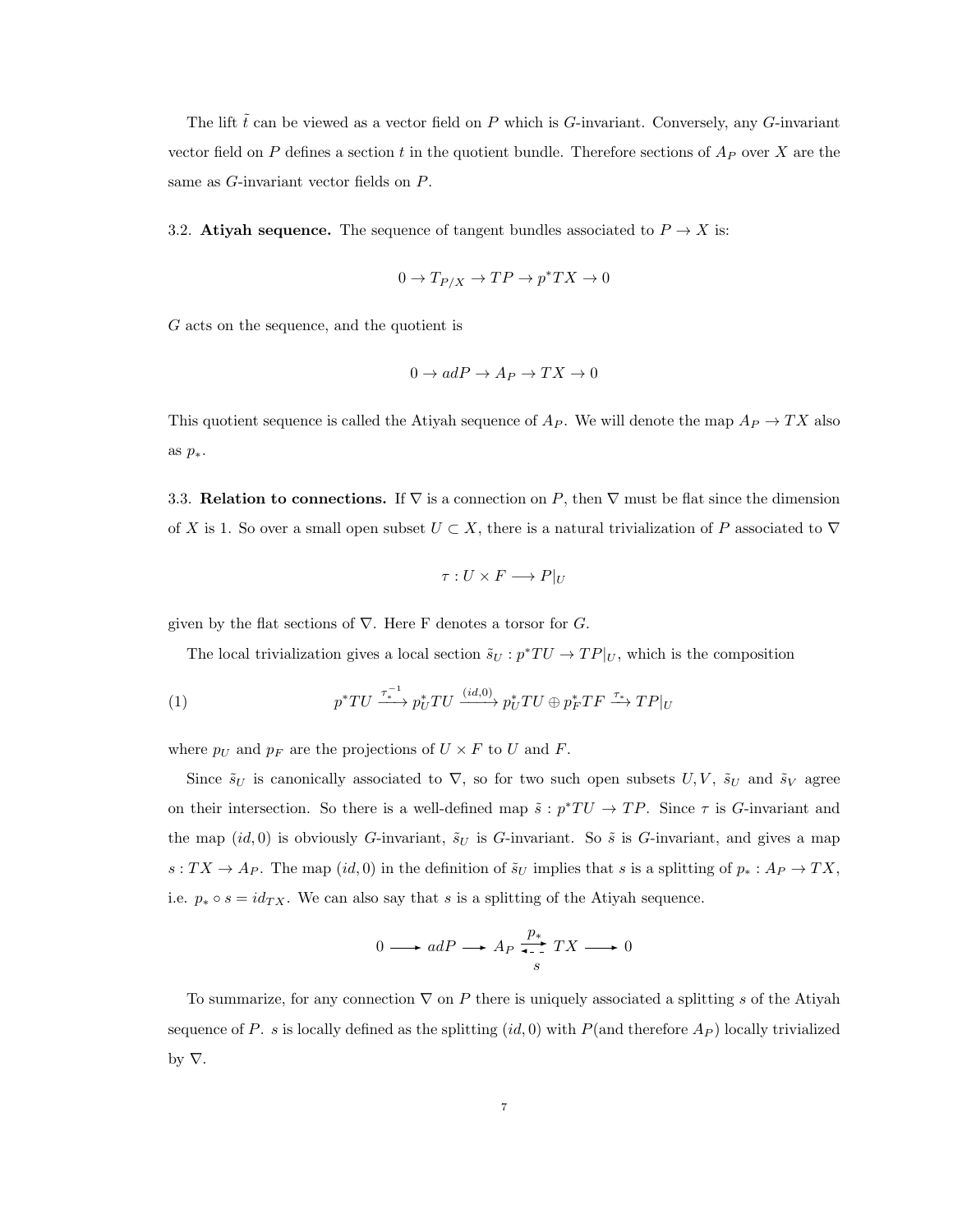The lift $\tilde{t}$ can be viewed as a vector field on $P$ which is $G$-invariant. Conversely, any $G$-invariant vector field on $P$ defines a section $t$ in the quotient bundle. Therefore sections of $A_P$ over $X$ are the same as $G$-invariant vector fields on $P$.

3.2. **Atiyah sequence.** The sequence of tangent bundles associated to $P \to X$ is:

$$0 \to T_{P/X} \to TP \to p^*TX \to 0$$

$G$ acts on the sequence, and the quotient is

$$0 \to adP \to A_P \to TX \to 0$$

This quotient sequence is called the Atiyah sequence of $A_P$. We will denote the map $A_P \to TX$ also as $p_*$.

3.3. **Relation to connections.** If $\nabla$ is a connection on $P$, then $\nabla$ must be flat since the dimension of $X$ is 1. So over a small open subset $U \subset X$, there is a natural trivialization of $P$ associated to $\nabla$

$$\tau : U \times F \longrightarrow P|_U$$

given by the flat sections of $\nabla$. Here F denotes a torsor for $G$.

The local trivialization gives a local section $\tilde{s}_U : p^*TU \to TP|_U$, which is the composition

$$p^*TU \xrightarrow{\tau_*^{-1}} p_U^*TU \xrightarrow{(id,0)} p_U^*TU \oplus p_F^*TF \xrightarrow{\tau_*} TP|_U \tag{1}$$

where $p_U$ and $p_F$ are the projections of $U \times F$ to $U$ and $F$.

Since $\tilde{s}_U$ is canonically associated to $\nabla$, so for two such open subsets $U, V$, $\tilde{s}_U$ and $\tilde{s}_V$ agree on their intersection. So there is a well-defined map $\tilde{s} : p^*TU \to TP$. Since $\tau$ is $G$-invariant and the map $(id, 0)$ is obviously $G$-invariant, $\tilde{s}_U$ is $G$-invariant. So $\tilde{s}$ is $G$-invariant, and gives a map $s : TX \to A_P$. The map $(id, 0)$ in the definition of $\tilde{s}_U$ implies that $s$ is a splitting of $p_* : A_P \to TX$, i.e. $p_* \circ s = id_{TX}$. We can also say that $s$ is a splitting of the Atiyah sequence.

$$0 \longrightarrow adP \longrightarrow A_P \underset{s}{\overset{p_*}{\rightleftarrows}} TX \longrightarrow 0$$

To summarize, for any connection $\nabla$ on $P$ there is uniquely associated a splitting $s$ of the Atiyah sequence of $P$. $s$ is locally defined as the splitting $(id, 0)$ with $P$(and therefore $A_P$) locally trivialized by $\nabla$.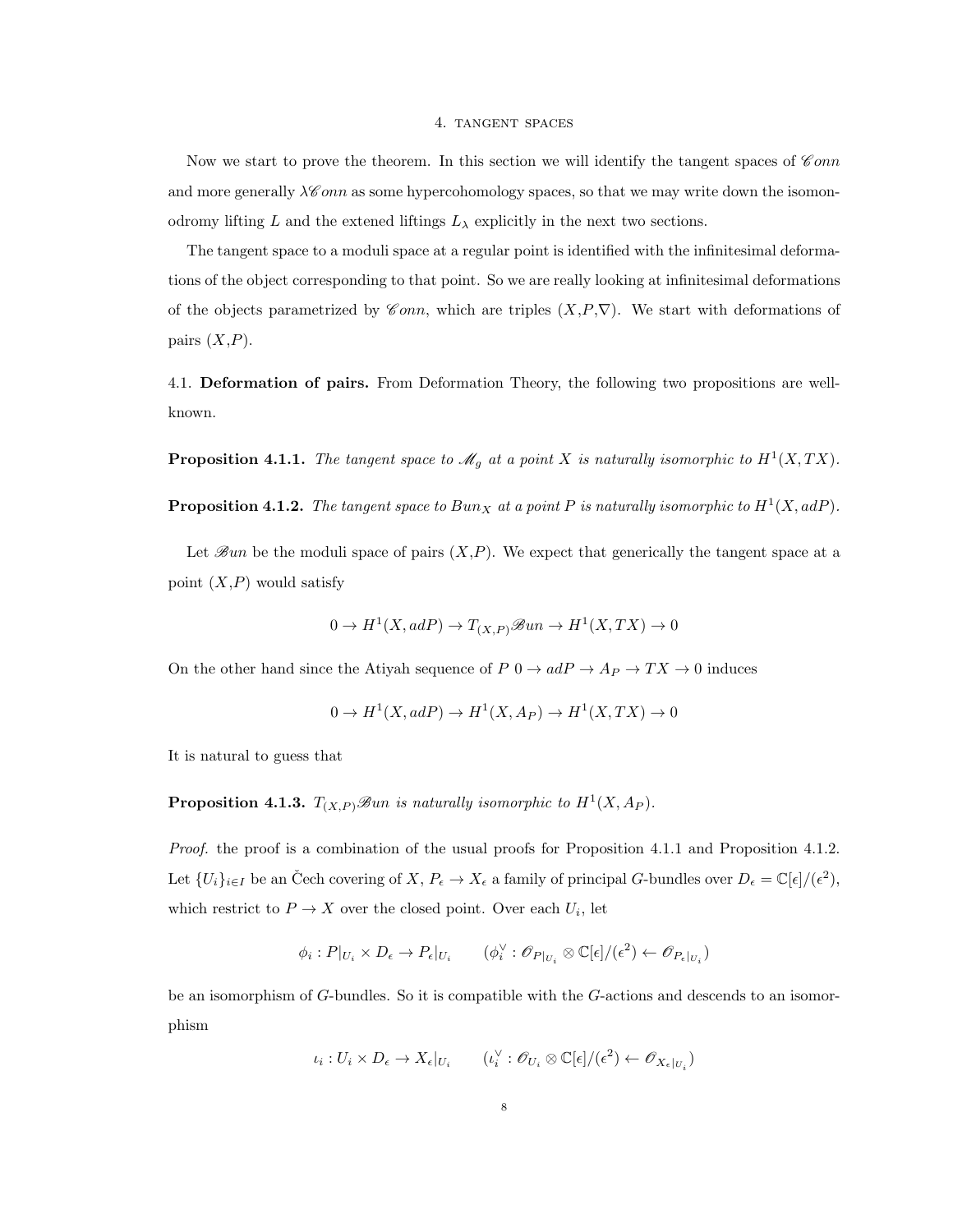## 4. Tangent spaces

Now we start to prove the theorem. In this section we will identify the tangent spaces of $\mathscr{C}onn$ and more generally $\lambda\mathscr{C}onn$ as some hypercohomology spaces, so that we may write down the isomonodromy lifting $L$ and the extened liftings $L_\lambda$ explicitly in the next two sections.

The tangent space to a moduli space at a regular point is identified with the infinitesimal deformations of the object corresponding to that point. So we are really looking at infinitesimal deformations of the objects parametrized by $\mathscr{C}onn$, which are triples $(X,P,\nabla)$. We start with deformations of pairs $(X,P)$.

4.1. **Deformation of pairs.** From Deformation Theory, the following two propositions are well-known.

**Proposition 4.1.1.** *The tangent space to $\mathscr{M}_g$ at a point $X$ is naturally isomorphic to $H^1(X,TX)$.*

**Proposition 4.1.2.** *The tangent space to $Bun_X$ at a point $P$ is naturally isomorphic to $H^1(X,adP)$.*

Let $\mathscr{B}un$ be the moduli space of pairs $(X,P)$. We expect that generically the tangent space at a point $(X,P)$ would satisfy

$$0 \to H^1(X,adP) \to T_{(X,P)}\mathscr{B}un \to H^1(X,TX) \to 0$$

On the other hand since the Atiyah sequence of $P$ $0 \to adP \to A_P \to TX \to 0$ induces

$$0 \to H^1(X,adP) \to H^1(X,A_P) \to H^1(X,TX) \to 0$$

It is natural to guess that

**Proposition 4.1.3.** *$T_{(X,P)}\mathscr{B}un$ is naturally isomorphic to $H^1(X,A_P)$.*

*Proof.* the proof is a combination of the usual proofs for Proposition 4.1.1 and Proposition 4.1.2. Let $\{U_i\}_{i\in I}$ be an Čech covering of $X$, $P_\epsilon \to X_\epsilon$ a family of principal $G$-bundles over $D_\epsilon = \mathbb{C}[\epsilon]/(\epsilon^2)$, which restrict to $P \to X$ over the closed point. Over each $U_i$, let

$$\phi_i : P|_{U_i} \times D_\epsilon \to P_\epsilon|_{U_i} \qquad (\phi_i^\vee : \mathscr{O}_{P|_{U_i}} \otimes \mathbb{C}[\epsilon]/(\epsilon^2) \leftarrow \mathscr{O}_{P_\epsilon|_{U_i}})$$

be an isomorphism of $G$-bundles. So it is compatible with the $G$-actions and descends to an isomorphism

$$\iota_i : U_i \times D_\epsilon \to X_\epsilon|_{U_i} \qquad (\iota_i^\vee : \mathscr{O}_{U_i} \otimes \mathbb{C}[\epsilon]/(\epsilon^2) \leftarrow \mathscr{O}_{X_\epsilon|_{U_i}})$$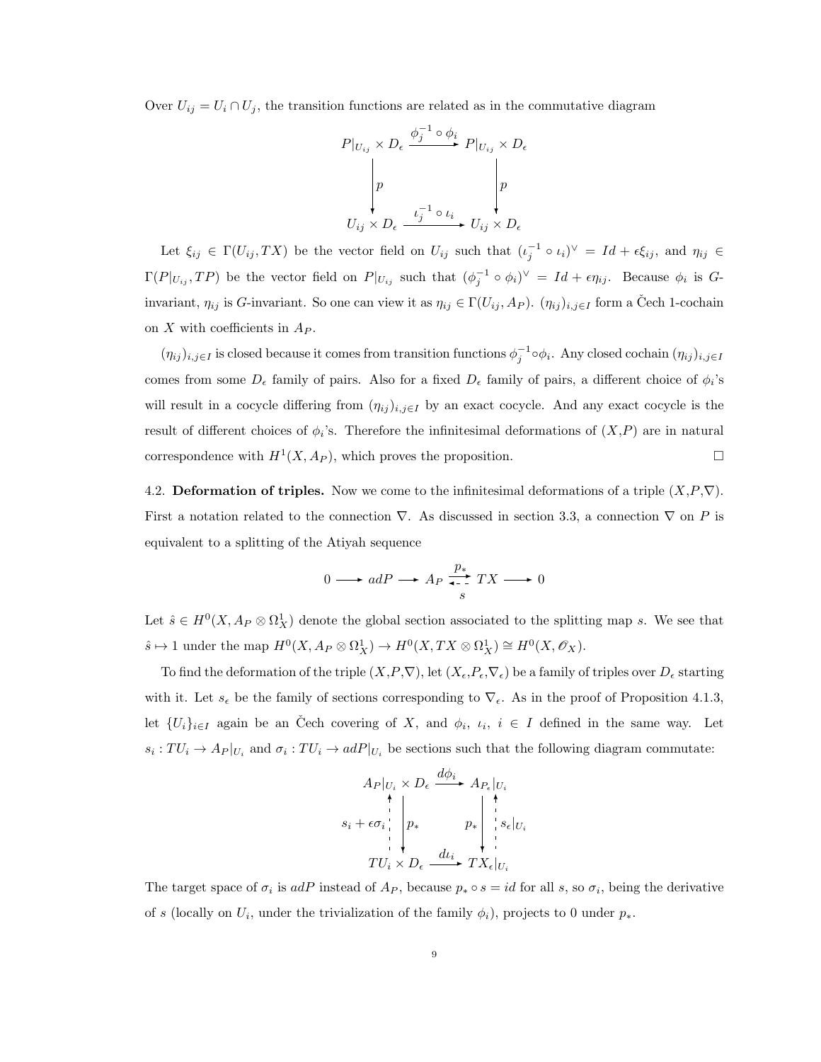Over $U_{ij} = U_i \cap U_j$, the transition functions are related as in the commutative diagram

$$\begin{array}{ccc} P|_{U_{ij}} \times D_\epsilon & \xrightarrow{\phi_j^{-1} \circ \phi_i} & P|_{U_{ij}} \times D_\epsilon \\ \Big\downarrow p & & \Big\downarrow p \\ U_{ij} \times D_\epsilon & \xrightarrow{\iota_j^{-1} \circ \iota_i} & U_{ij} \times D_\epsilon \end{array}$$

Let $\xi_{ij} \in \Gamma(U_{ij}, TX)$ be the vector field on $U_{ij}$ such that $(\iota_j^{-1} \circ \iota_i)^\vee = Id + \epsilon \xi_{ij}$, and $\eta_{ij} \in \Gamma(P|_{U_{ij}}, TP)$ be the vector field on $P|_{U_{ij}}$ such that $(\phi_j^{-1} \circ \phi_i)^\vee = Id + \epsilon \eta_{ij}$. Because $\phi_i$ is $G$-invariant, $\eta_{ij}$ is $G$-invariant. So one can view it as $\eta_{ij} \in \Gamma(U_{ij}, A_P)$. $(\eta_{ij})_{i,j \in I}$ form a Čech 1-cochain on $X$ with coefficients in $A_P$.

$(\eta_{ij})_{i,j \in I}$ is closed because it comes from transition functions $\phi_j^{-1} \circ \phi_i$. Any closed cochain $(\eta_{ij})_{i,j \in I}$ comes from some $D_\epsilon$ family of pairs. Also for a fixed $D_\epsilon$ family of pairs, a different choice of $\phi_i$'s will result in a cocycle differing from $(\eta_{ij})_{i,j \in I}$ by an exact cocycle. And any exact cocycle is the result of different choices of $\phi_i$'s. Therefore the infinitesimal deformations of $(X,P)$ are in natural correspondence with $H^1(X, A_P)$, which proves the proposition. □

4.2. **Deformation of triples.** Now we come to the infinitesimal deformations of a triple $(X,P,\nabla)$. First a notation related to the connection $\nabla$. As discussed in section 3.3, a connection $\nabla$ on $P$ is equivalent to a splitting of the Atiyah sequence

$$0 \longrightarrow adP \longrightarrow A_P \underset{s}{\overset{p_*}{\rightleftarrows}} TX \longrightarrow 0$$

Let $\hat{s} \in H^0(X, A_P \otimes \Omega^1_X)$ denote the global section associated to the splitting map $s$. We see that $\hat{s} \mapsto 1$ under the map $H^0(X, A_P \otimes \Omega^1_X) \to H^0(X, TX \otimes \Omega^1_X) \cong H^0(X, \mathscr{O}_X)$.

To find the deformation of the triple $(X,P,\nabla)$, let $(X_\epsilon,P_\epsilon,\nabla_\epsilon)$ be a family of triples over $D_\epsilon$ starting with it. Let $s_\epsilon$ be the family of sections corresponding to $\nabla_\epsilon$. As in the proof of Proposition 4.1.3, let $\{U_i\}_{i \in I}$ again be an Čech covering of $X$, and $\phi_i$, $\iota_i$, $i \in I$ defined in the same way. Let $s_i : TU_i \to A_P|_{U_i}$ and $\sigma_i : TU_i \to adP|_{U_i}$ be sections such that the following diagram commutate:

$$\begin{array}{ccc} A_P|_{U_i} \times D_\epsilon & \xrightarrow{d\phi_i} & A_{P_\epsilon}|_{U_i} \\ {\scriptstyle s_i + \epsilon\sigma_i} \Big\uparrow \Big\downarrow {\scriptstyle p_*} & & {\scriptstyle p_*} \Big\downarrow \Big\uparrow {\scriptstyle s_\epsilon|_{U_i}} \\ TU_i \times D_\epsilon & \xrightarrow{d\iota_i} & TX_\epsilon|_{U_i} \end{array}$$

The target space of $\sigma_i$ is $adP$ instead of $A_P$, because $p_* \circ s = id$ for all $s$, so $\sigma_i$, being the derivative of $s$ (locally on $U_i$, under the trivialization of the family $\phi_i$), projects to 0 under $p_*$.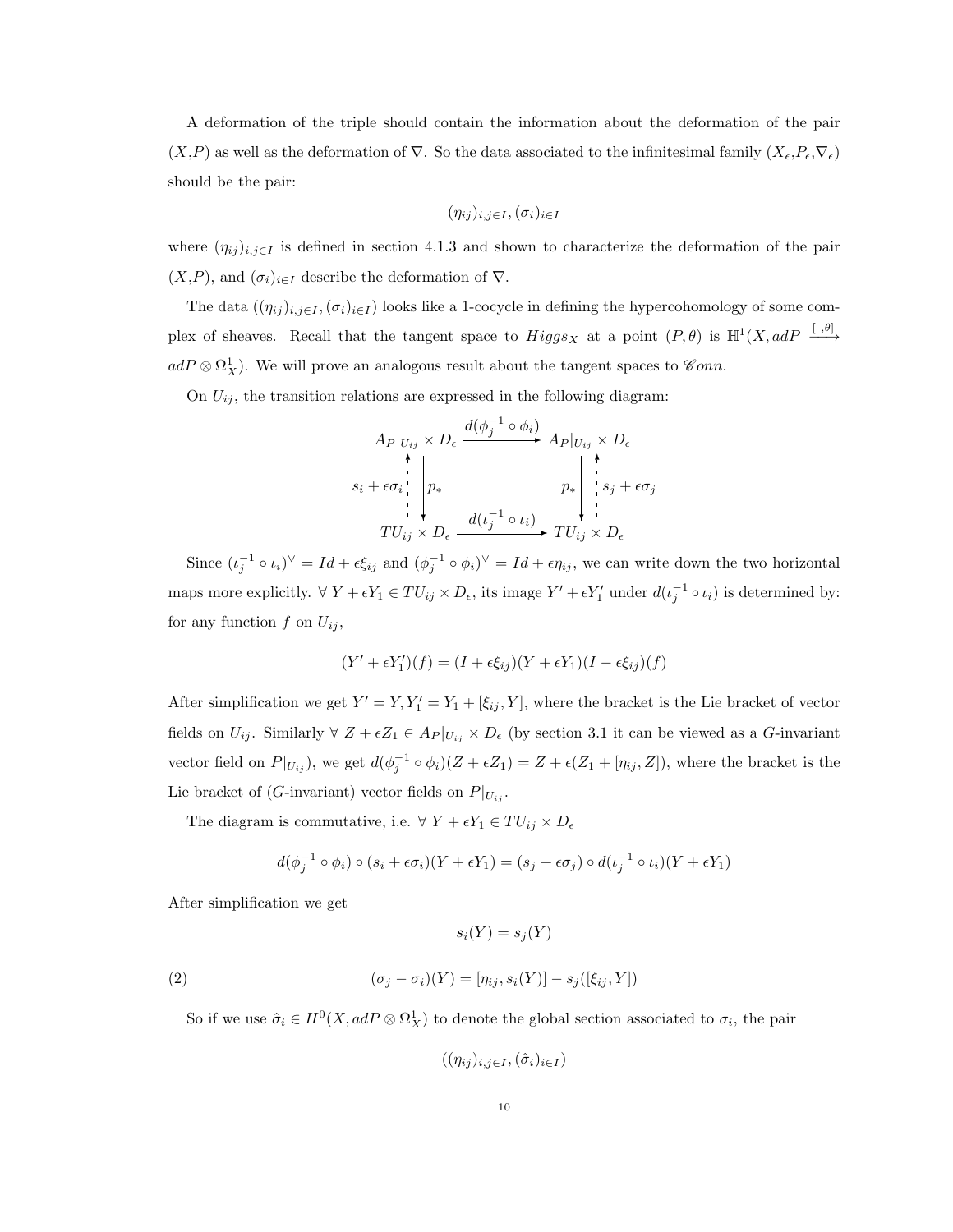A deformation of the triple should contain the information about the deformation of the pair $(X,P)$ as well as the deformation of $\nabla$. So the data associated to the infinitesimal family $(X_\epsilon, P_\epsilon, \nabla_\epsilon)$ should be the pair:

$$(\eta_{ij})_{i,j \in I}, (\sigma_i)_{i \in I}$$

where $(\eta_{ij})_{i,j\in I}$ is defined in section 4.1.3 and shown to characterize the deformation of the pair $(X,P)$, and $(\sigma_i)_{i\in I}$ describe the deformation of $\nabla$.

The data $((\eta_{ij})_{i,j\in I}, (\sigma_i)_{i\in I})$ looks like a 1-cocycle in defining the hypercohomology of some complex of sheaves. Recall that the tangent space to $Higgs_X$ at a point $(P,\theta)$ is $\mathbb{H}^1(X, adP \xrightarrow{[\ ,\theta]} adP \otimes \Omega^1_X)$. We will prove an analogous result about the tangent spaces to $\mathscr{C}onn$.

On $U_{ij}$, the transition relations are expressed in the following diagram:

$$\begin{array}{ccc}
A_P|_{U_{ij}} \times D_\epsilon & \xrightarrow{d(\phi_j^{-1}\circ\phi_i)} & A_P|_{U_{ij}} \times D_\epsilon \\
{\scriptstyle s_i+\epsilon\sigma_i} \uparrow \downarrow {\scriptstyle p_*} & & {\scriptstyle p_*} \downarrow \uparrow {\scriptstyle s_j+\epsilon\sigma_j} \\
TU_{ij} \times D_\epsilon & \xrightarrow{d(\iota_j^{-1}\circ\iota_i)} & TU_{ij} \times D_\epsilon
\end{array}$$

Since $(\iota_j^{-1}\circ\iota_i)^\vee = Id + \epsilon\xi_{ij}$ and $(\phi_j^{-1}\circ\phi_i)^\vee = Id + \epsilon\eta_{ij}$, we can write down the two horizontal maps more explicitly. $\forall\ Y + \epsilon Y_1 \in TU_{ij} \times D_\epsilon$, its image $Y' + \epsilon Y_1'$ under $d(\iota_j^{-1}\circ\iota_i)$ is determined by: for any function $f$ on $U_{ij}$,

$$(Y' + \epsilon Y_1')(f) = (I + \epsilon\xi_{ij})(Y + \epsilon Y_1)(I - \epsilon\xi_{ij})(f)$$

After simplification we get $Y' = Y, Y_1' = Y_1 + [\xi_{ij}, Y]$, where the bracket is the Lie bracket of vector fields on $U_{ij}$. Similarly $\forall\ Z + \epsilon Z_1 \in A_P|_{U_{ij}} \times D_\epsilon$ (by section 3.1 it can be viewed as a $G$-invariant vector field on $P|_{U_{ij}}$), we get $d(\phi_j^{-1}\circ\phi_i)(Z + \epsilon Z_1) = Z + \epsilon(Z_1 + [\eta_{ij}, Z])$, where the bracket is the Lie bracket of ($G$-invariant) vector fields on $P|_{U_{ij}}$.

The diagram is commutative, i.e. $\forall\ Y + \epsilon Y_1 \in TU_{ij} \times D_\epsilon$

$$d(\phi_j^{-1}\circ\phi_i)\circ(s_i + \epsilon\sigma_i)(Y + \epsilon Y_1) = (s_j + \epsilon\sigma_j)\circ d(\iota_j^{-1}\circ\iota_i)(Y + \epsilon Y_1)$$

After simplification we get

$$s_i(Y) = s_j(Y)$$

$$(\sigma_j - \sigma_i)(Y) = [\eta_{ij}, s_i(Y)] - s_j([\xi_{ij}, Y]) \tag{2}$$

So if we use $\hat{\sigma}_i \in H^0(X, adP \otimes \Omega^1_X)$ to denote the global section associated to $\sigma_i$, the pair

$$((\eta_{ij})_{i,j\in I}, (\hat{\sigma}_i)_{i\in I})$$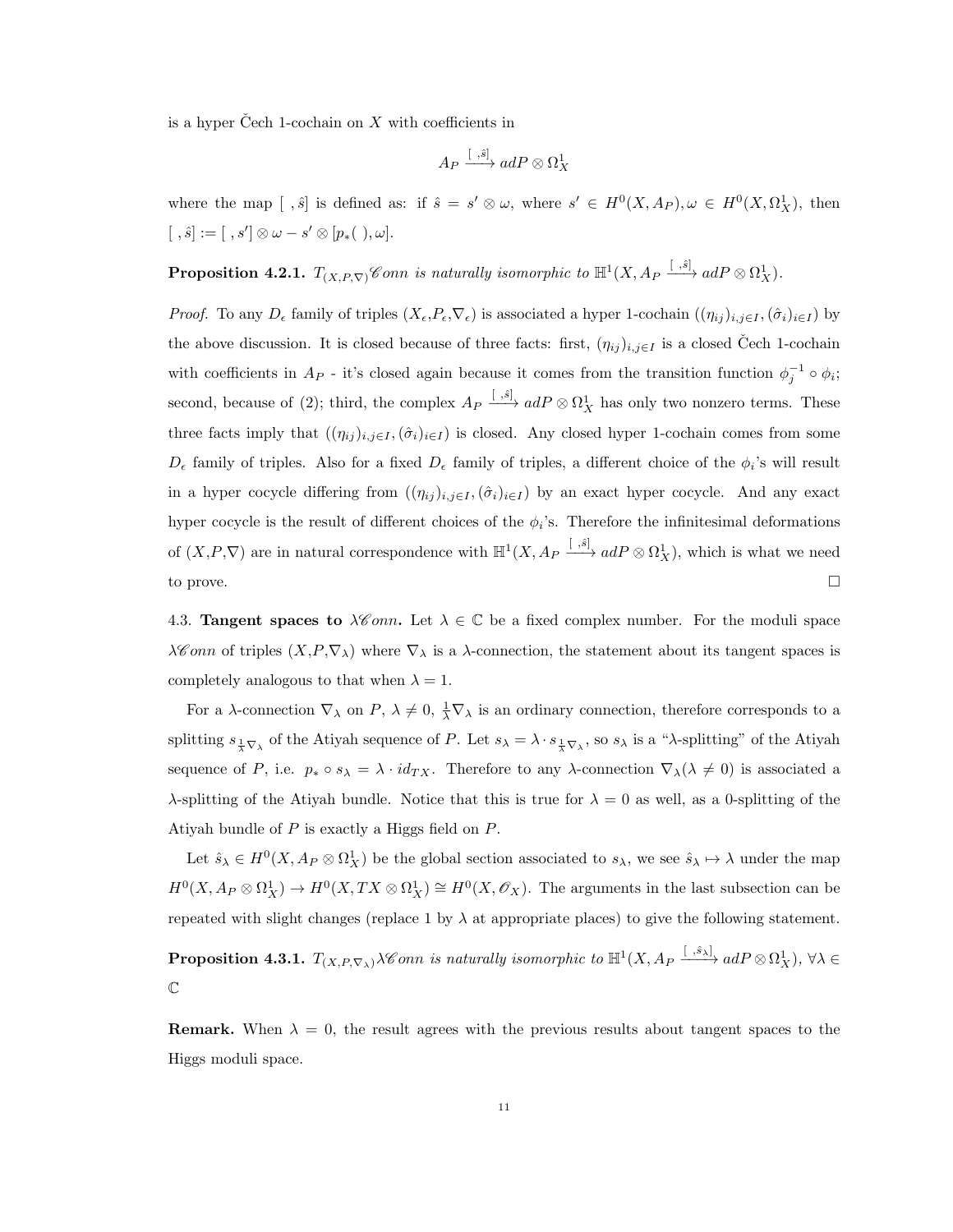is a hyper Čech 1-cochain on $X$ with coefficients in

$$A_P \xrightarrow{[\ ,\hat{s}]} adP \otimes \Omega^1_X$$

where the map $[\ ,\hat{s}]$ is defined as: if $\hat{s} = s' \otimes \omega$, where $s' \in H^0(X, A_P), \omega \in H^0(X, \Omega^1_X)$, then $[\ ,\hat{s}] := [\ ,s'] \otimes \omega - s' \otimes [p_*(\ ), \omega]$.

**Proposition 4.2.1.** *$T_{(X,P,\nabla)}\mathscr{C}onn$ is naturally isomorphic to $\mathbb{H}^1(X, A_P \xrightarrow{[\ ,\hat{s}]} adP \otimes \Omega^1_X)$.*

*Proof.* To any $D_\epsilon$ family of triples $(X_\epsilon, P_\epsilon, \nabla_\epsilon)$ is associated a hyper 1-cochain $((\eta_{ij})_{i,j\in I}, (\hat{\sigma}_i)_{i\in I})$ by the above discussion. It is closed because of three facts: first, $(\eta_{ij})_{i,j\in I}$ is a closed Čech 1-cochain with coefficients in $A_P$ - it's closed again because it comes from the transition function $\phi_j^{-1} \circ \phi_i$; second, because of (2); third, the complex $A_P \xrightarrow{[\ ,\hat{s}]} adP \otimes \Omega^1_X$ has only two nonzero terms. These three facts imply that $((\eta_{ij})_{i,j\in I}, (\hat{\sigma}_i)_{i\in I})$ is closed. Any closed hyper 1-cochain comes from some $D_\epsilon$ family of triples. Also for a fixed $D_\epsilon$ family of triples, a different choice of the $\phi_i$'s will result in a hyper cocycle differing from $((\eta_{ij})_{i,j\in I}, (\hat{\sigma}_i)_{i\in I})$ by an exact hyper cocycle. And any exact hyper cocycle is the result of different choices of the $\phi_i$'s. Therefore the infinitesimal deformations of $(X,P,\nabla)$ are in natural correspondence with $\mathbb{H}^1(X, A_P \xrightarrow{[\ ,\hat{s}]} adP \otimes \Omega^1_X)$, which is what we need to prove. □

4.3. **Tangent spaces to $\lambda\mathscr{C}onn$.** Let $\lambda \in \mathbb{C}$ be a fixed complex number. For the moduli space $\lambda\mathscr{C}onn$ of triples $(X,P,\nabla_\lambda)$ where $\nabla_\lambda$ is a $\lambda$-connection, the statement about its tangent spaces is completely analogous to that when $\lambda = 1$.

For a $\lambda$-connection $\nabla_\lambda$ on $P$, $\lambda \neq 0$, $\frac{1}{\lambda}\nabla_\lambda$ is an ordinary connection, therefore corresponds to a splitting $s_{\frac{1}{\lambda}\nabla_\lambda}$ of the Atiyah sequence of $P$. Let $s_\lambda = \lambda \cdot s_{\frac{1}{\lambda}\nabla_\lambda}$, so $s_\lambda$ is a "$\lambda$-splitting" of the Atiyah sequence of $P$, i.e. $p_* \circ s_\lambda = \lambda \cdot id_{TX}$. Therefore to any $\lambda$-connection $\nabla_\lambda (\lambda \neq 0)$ is associated a $\lambda$-splitting of the Atiyah bundle. Notice that this is true for $\lambda = 0$ as well, as a 0-splitting of the Atiyah bundle of $P$ is exactly a Higgs field on $P$.

Let $\hat{s}_\lambda \in H^0(X, A_P \otimes \Omega^1_X)$ be the global section associated to $s_\lambda$, we see $\hat{s}_\lambda \mapsto \lambda$ under the map $H^0(X, A_P \otimes \Omega^1_X) \to H^0(X, TX \otimes \Omega^1_X) \cong H^0(X, \mathscr{O}_X)$. The arguments in the last subsection can be repeated with slight changes (replace 1 by $\lambda$ at appropriate places) to give the following statement.

**Proposition 4.3.1.** *$T_{(X,P,\nabla_\lambda)}\lambda\mathscr{C}onn$ is naturally isomorphic to $\mathbb{H}^1(X, A_P \xrightarrow{[\ ,\hat{s}_\lambda]} adP \otimes \Omega^1_X)$, $\forall \lambda \in \mathbb{C}$*

**Remark.** When $\lambda = 0$, the result agrees with the previous results about tangent spaces to the Higgs moduli space.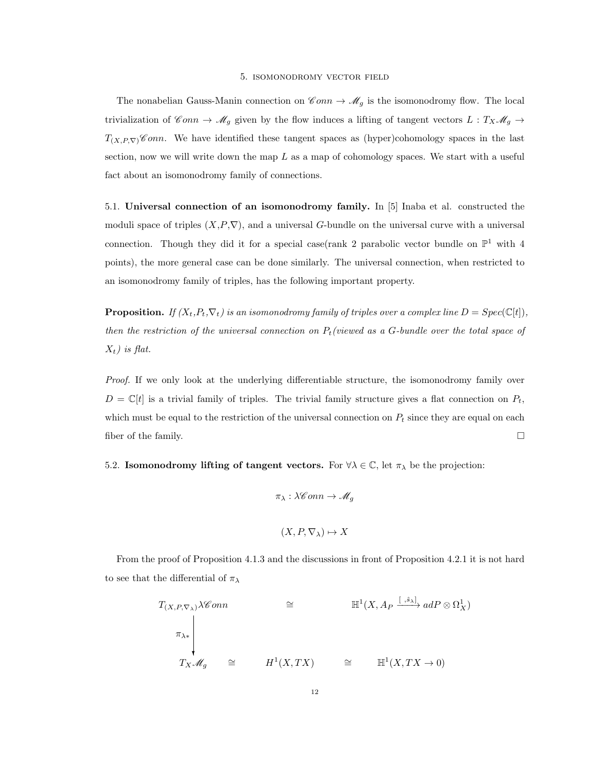## 5. Isomonodromy vector field

The nonabelian Gauss-Manin connection on $\mathscr{C}onn \to \mathscr{M}_g$ is the isomonodromy flow. The local trivialization of $\mathscr{C}onn \to \mathscr{M}_g$ given by the flow induces a lifting of tangent vectors $L : T_X\mathscr{M}_g \to T_{(X,P,\nabla)}\mathscr{C}onn$. We have identified these tangent spaces as (hyper)cohomology spaces in the last section, now we will write down the map $L$ as a map of cohomology spaces. We start with a useful fact about an isomonodromy family of connections.

5.1. **Universal connection of an isomonodromy family.** In [5] Inaba et al. constructed the moduli space of triples $(X,P,\nabla)$, and a universal $G$-bundle on the universal curve with a universal connection. Though they did it for a special case(rank 2 parabolic vector bundle on $\mathbb{P}^1$ with 4 points), the more general case can be done similarly. The universal connection, when restricted to an isomonodromy family of triples, has the following important property.

**Proposition.** *If $(X_t,P_t,\nabla_t)$ is an isomonodromy family of triples over a complex line $D = Spec(\mathbb{C}[t])$, then the restriction of the universal connection on $P_t$(viewed as a $G$-bundle over the total space of $X_t$) is flat.*

*Proof.* If we only look at the underlying differentiable structure, the isomonodromy family over $D = \mathbb{C}[t]$ is a trivial family of triples. The trivial family structure gives a flat connection on $P_t$, which must be equal to the restriction of the universal connection on $P_t$ since they are equal on each fiber of the family. □

5.2. **Isomonodromy lifting of tangent vectors.** For $\forall \lambda \in \mathbb{C}$, let $\pi_\lambda$ be the projection:

$$\pi_\lambda : \lambda\mathscr{C}onn \to \mathscr{M}_g$$

$$(X, P, \nabla_\lambda) \mapsto X$$

From the proof of Proposition 4.1.3 and the discussions in front of Proposition 4.2.1 it is not hard to see that the differential of $\pi_\lambda$

$$\begin{array}{ccccc}
T_{(X,P,\nabla_\lambda)}\lambda\mathscr{C}onn & & \cong & & \mathbb{H}^1(X, A_P \xrightarrow{[\ ,\tilde{s}_\lambda]} adP \otimes \Omega^1_X) \\
\Big\downarrow{\scriptstyle \pi_{\lambda *}} & & & & \\
T_X\mathscr{M}_g & \cong & H^1(X, TX) & \cong & \mathbb{H}^1(X, TX \to 0)
\end{array}$$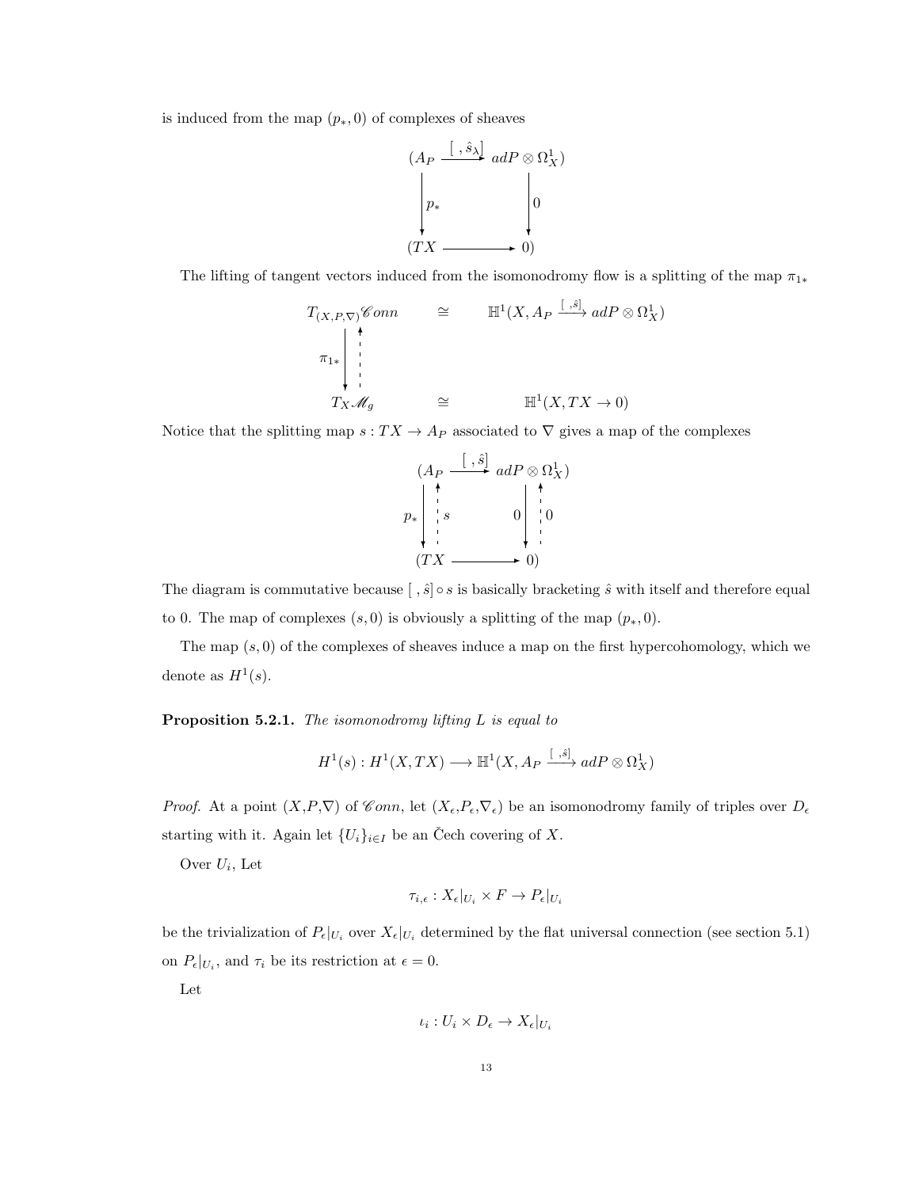is induced from the map $(p_*, 0)$ of complexes of sheaves

$$
\begin{array}{ccc}
(A_P & \xrightarrow{[\ ,\hat{s}_\lambda]} & adP \otimes \Omega^1_X) \\
\Big\downarrow p_* & & \Big\downarrow 0 \\
(TX & \longrightarrow & 0)
\end{array}
$$

The lifting of tangent vectors induced from the isomonodromy flow is a splitting of the map $\pi_{1*}$

$$
\begin{array}{ccc}
T_{(X,P,\nabla)}\mathscr{C}onn & \cong & \mathbb{H}^1(X, A_P \xrightarrow{[\ ,\hat{s}]} adP \otimes \Omega^1_X) \\
\pi_{1*} \Big\downarrow \Big\uparrow & & \\
T_X \mathscr{M}_g & \cong & \mathbb{H}^1(X, TX \to 0)
\end{array}
$$

Notice that the splitting map $s : TX \to A_P$ associated to $\nabla$ gives a map of the complexes

$$
\begin{array}{ccc}
(A_P & \xrightarrow{[\ ,\hat{s}]} & adP \otimes \Omega^1_X) \\
p_* \Big\downarrow \Big\uparrow s & & 0 \Big\downarrow \Big\uparrow 0 \\
(TX & \longrightarrow & 0)
\end{array}
$$

The diagram is commutative because $[\ ,\hat{s}] \circ s$ is basically bracketing $\hat{s}$ with itself and therefore equal to 0. The map of complexes $(s, 0)$ is obviously a splitting of the map $(p_*, 0)$.

The map $(s, 0)$ of the complexes of sheaves induce a map on the first hypercohomology, which we denote as $H^1(s)$.

**Proposition 5.2.1.** *The isomonodromy lifting $L$ is equal to*

$$
H^1(s) : H^1(X, TX) \longrightarrow \mathbb{H}^1(X, A_P \xrightarrow{[\ ,\hat{s}]} adP \otimes \Omega^1_X)
$$

*Proof.* At a point $(X,P,\nabla)$ of $\mathscr{C}onn$, let $(X_\epsilon,P_\epsilon,\nabla_\epsilon)$ be an isomonodromy family of triples over $D_\epsilon$ starting with it. Again let $\{U_i\}_{i \in I}$ be an Čech covering of $X$.

Over $U_i$, Let

$$
\tau_{i,\epsilon} : X_\epsilon|_{U_i} \times F \to P_\epsilon|_{U_i}
$$

be the trivialization of $P_\epsilon|_{U_i}$ over $X_\epsilon|_{U_i}$ determined by the flat universal connection (see section 5.1) on $P_\epsilon|_{U_i}$, and $\tau_i$ be its restriction at $\epsilon = 0$.

Let

$$
\iota_i : U_i \times D_\epsilon \to X_\epsilon|_{U_i}
$$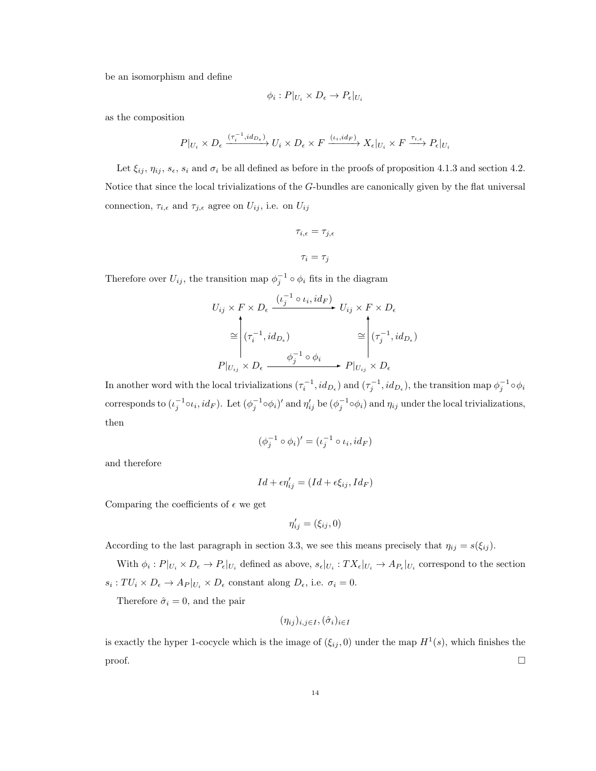be an isomorphism and define

$$\phi_i : P|_{U_i} \times D_\epsilon \to P_\epsilon|_{U_i}$$

as the composition

$$P|_{U_i} \times D_\epsilon \xrightarrow{(\tau_i^{-1}, id_{D_\epsilon})} U_i \times D_\epsilon \times F \xrightarrow{(\iota_i, id_F)} X_\epsilon|_{U_i} \times F \xrightarrow{\tau_{i,\epsilon}} P_\epsilon|_{U_i}$$

Let $\xi_{ij}$, $\eta_{ij}$, $s_\epsilon$, $s_i$ and $\sigma_i$ be all defined as before in the proofs of proposition 4.1.3 and section 4.2. Notice that since the local trivializations of the $G$-bundles are canonically given by the flat universal connection, $\tau_{i,\epsilon}$ and $\tau_{j,\epsilon}$ agree on $U_{ij}$, i.e. on $U_{ij}$

$$\tau_{i,\epsilon} = \tau_{j,\epsilon}$$

$$\tau_i = \tau_j$$

Therefore over $U_{ij}$, the transition map $\phi_j^{-1} \circ \phi_i$ fits in the diagram

$$\begin{array}{ccc}
U_{ij} \times F \times D_\epsilon & \xrightarrow{(\iota_j^{-1} \circ \iota_i, id_F)} & U_{ij} \times F \times D_\epsilon \\
\cong \Big\uparrow (\tau_i^{-1}, id_{D_\epsilon}) & & \cong \Big\uparrow (\tau_j^{-1}, id_{D_\epsilon}) \\
P|_{U_{ij}} \times D_\epsilon & \xrightarrow{\phi_j^{-1} \circ \phi_i} & P|_{U_{ij}} \times D_\epsilon
\end{array}$$

In another word with the local trivializations $(\tau_i^{-1}, id_{D_\epsilon})$ and $(\tau_j^{-1}, id_{D_\epsilon})$, the transition map $\phi_j^{-1} \circ \phi_i$ corresponds to $(\iota_j^{-1} \circ \iota_i, id_F)$. Let $(\phi_j^{-1} \circ \phi_i)'$ and $\eta'_{ij}$ be $(\phi_j^{-1} \circ \phi_i)$ and $\eta_{ij}$ under the local trivializations, then

$$(\phi_j^{-1} \circ \phi_i)' = (\iota_j^{-1} \circ \iota_i, id_F)$$

and therefore

$$Id + \epsilon \eta'_{ij} = (Id + \epsilon \xi_{ij}, Id_F)$$

Comparing the coefficients of $\epsilon$ we get

$$\eta'_{ij} = (\xi_{ij}, 0)$$

According to the last paragraph in section 3.3, we see this means precisely that $\eta_{ij} = s(\xi_{ij})$.

With $\phi_i : P|_{U_i} \times D_\epsilon \to P_\epsilon|_{U_i}$ defined as above, $s_\epsilon|_{U_i} : TX_\epsilon|_{U_i} \to A_{P_\epsilon}|_{U_i}$ correspond to the section $s_i : TU_i \times D_\epsilon \to A_P|_{U_i} \times D_\epsilon$ constant along $D_\epsilon$, i.e. $\sigma_i = 0$.

Therefore $\hat{\sigma}_i = 0$, and the pair

$$(\eta_{ij})_{i,j \in I}, (\hat{\sigma}_i)_{i \in I}$$

is exactly the hyper 1-cocycle which is the image of $(\xi_{ij}, 0)$ under the map $H^1(s)$, which finishes the proof. □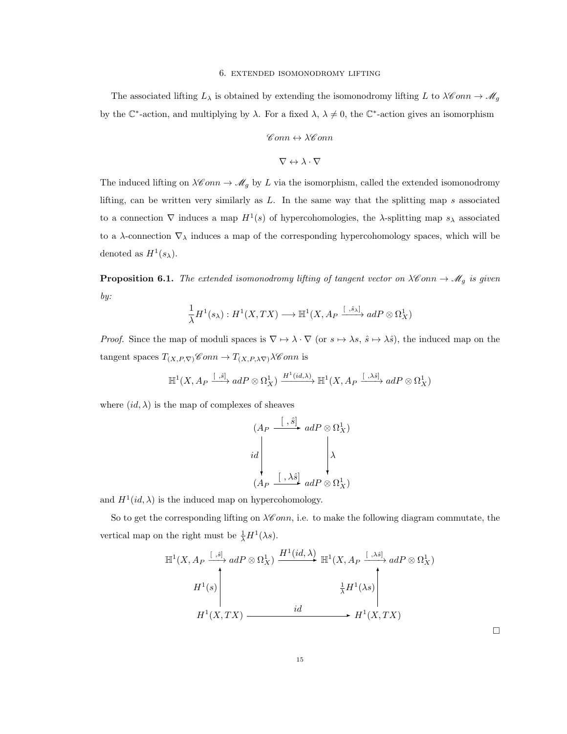The associated lifting $L_\lambda$ is obtained by extending the isomonodromy lifting $L$ to $\lambda\mathscr{C}onn \to \mathscr{M}_g$ by the $\mathbb{C}^*$-action, and multiplying by $\lambda$. For a fixed $\lambda$, $\lambda \neq 0$, the $\mathbb{C}^*$-action gives an isomorphism

$$\mathscr{C}onn \leftrightarrow \lambda\mathscr{C}onn$$

$$\nabla \leftrightarrow \lambda \cdot \nabla$$

The induced lifting on $\lambda\mathscr{C}onn \to \mathscr{M}_g$ by $L$ via the isomorphism, called the extended isomonodromy lifting, can be written very similarly as $L$. In the same way that the splitting map $s$ associated to a connection $\nabla$ induces a map $H^1(s)$ of hypercohomologies, the $\lambda$-splitting map $s_\lambda$ associated to a $\lambda$-connection $\nabla_\lambda$ induces a map of the corresponding hypercohomology spaces, which will be denoted as $H^1(s_\lambda)$.

**Proposition 6.1.** *The extended isomonodromy lifting of tangent vector on $\lambda\mathscr{C}onn \to \mathscr{M}_g$ is given by:*

$$\frac{1}{\lambda}H^1(s_\lambda) : H^1(X, TX) \longrightarrow \mathbb{H}^1(X, A_P \xrightarrow{[\ ,\hat{s}_\lambda]} adP \otimes \Omega^1_X)$$

*Proof.* Since the map of moduli spaces is $\nabla \mapsto \lambda \cdot \nabla$ (or $s \mapsto \lambda s$, $\hat{s} \mapsto \lambda\hat{s}$), the induced map on the tangent spaces $T_{(X,P,\nabla)}\mathscr{C}onn \to T_{(X,P,\lambda\nabla)}\lambda\mathscr{C}onn$ is

$$\mathbb{H}^1(X, A_P \xrightarrow{[\ ,\hat{s}]} adP \otimes \Omega^1_X) \xrightarrow{H^1(id,\lambda)} \mathbb{H}^1(X, A_P \xrightarrow{[\ ,\lambda\hat{s}]} adP \otimes \Omega^1_X)$$

where $(id, \lambda)$ is the map of complexes of sheaves

$$\begin{array}{ccc} (A_P & \xrightarrow{[\ ,\hat{s}]} & adP \otimes \Omega^1_X) \\ \downarrow{\scriptstyle id} & & \downarrow{\scriptstyle \lambda} \\ (A_P & \xrightarrow{[\ ,\lambda\hat{s}]} & adP \otimes \Omega^1_X) \end{array}$$

and $H^1(id, \lambda)$ is the induced map on hypercohomology.

So to get the corresponding lifting on $\lambda\mathscr{C}onn$, i.e. to make the following diagram commutate, the vertical map on the right must be $\frac{1}{\lambda}H^1(\lambda s)$.

$$\begin{array}{ccc} \mathbb{H}^1(X, A_P \xrightarrow{[\ ,\hat{s}]} adP \otimes \Omega^1_X) & \xrightarrow{H^1(id,\lambda)} & \mathbb{H}^1(X, A_P \xrightarrow{[\ ,\lambda\hat{s}]} adP \otimes \Omega^1_X) \\ \uparrow{\scriptstyle H^1(s)} & & \uparrow{\scriptstyle \frac{1}{\lambda}H^1(\lambda s)} \\ H^1(X, TX) & \xrightarrow{id} & H^1(X, TX) \end{array}$$

$\square$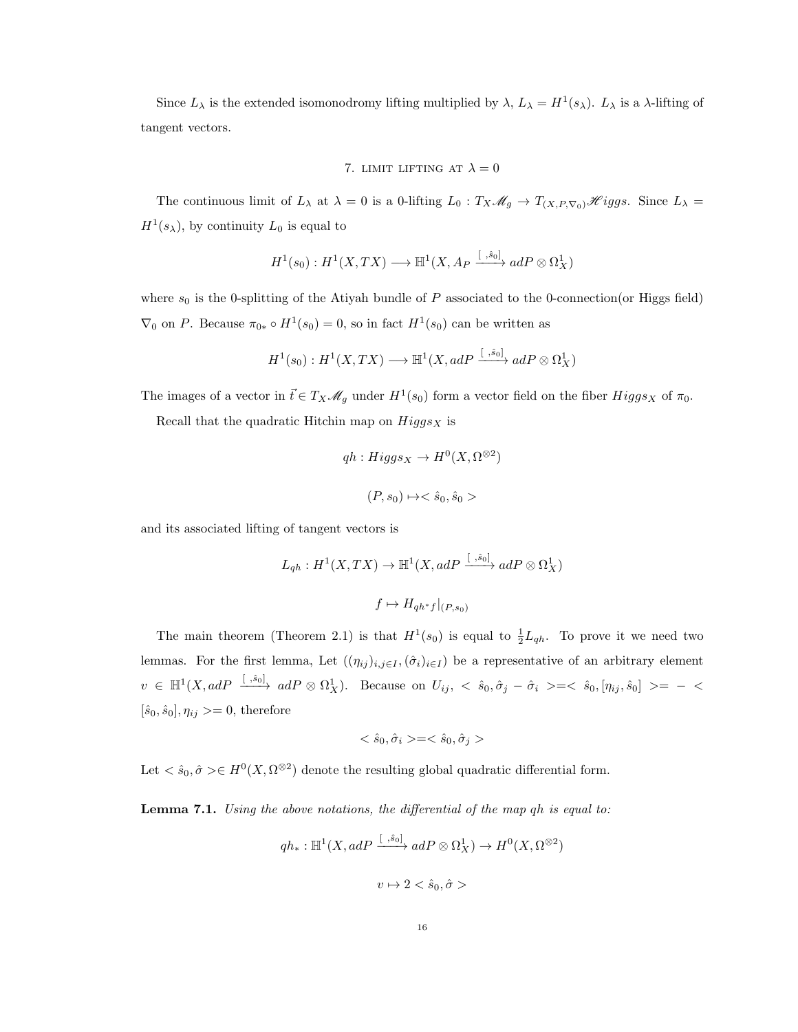Since $L_\lambda$ is the extended isomonodromy lifting multiplied by $\lambda$, $L_\lambda = H^1(s_\lambda)$. $L_\lambda$ is a $\lambda$-lifting of tangent vectors.

## 7. Limit lifting at $\lambda = 0$

The continuous limit of $L_\lambda$ at $\lambda = 0$ is a 0-lifting $L_0 : T_X\mathscr{M}_g \to T_{(X,P,\nabla_0)}\mathscr{H}iggs$. Since $L_\lambda = H^1(s_\lambda)$, by continuity $L_0$ is equal to

$$H^1(s_0) : H^1(X, TX) \longrightarrow \mathbb{H}^1(X, A_P \xrightarrow{[\ ,\hat{s}_0]} adP \otimes \Omega^1_X)$$

where $s_0$ is the 0-splitting of the Atiyah bundle of $P$ associated to the 0-connection(or Higgs field) $\nabla_0$ on $P$. Because $\pi_{0*} \circ H^1(s_0) = 0$, so in fact $H^1(s_0)$ can be written as

$$H^1(s_0) : H^1(X, TX) \longrightarrow \mathbb{H}^1(X, adP \xrightarrow{[\ ,\hat{s}_0]} adP \otimes \Omega^1_X)$$

The images of a vector in $\vec{t} \in T_X\mathscr{M}_g$ under $H^1(s_0)$ form a vector field on the fiber $Higgs_X$ of $\pi_0$.

Recall that the quadratic Hitchin map on $Higgs_X$ is

$$qh : Higgs_X \to H^0(X, \Omega^{\otimes 2})$$

$$(P, s_0) \mapsto <\hat{s}_0, \hat{s}_0>$$

and its associated lifting of tangent vectors is

$$L_{qh} : H^1(X, TX) \to \mathbb{H}^1(X, adP \xrightarrow{[\ ,\hat{s}_0]} adP \otimes \Omega^1_X)$$

$$f \mapsto H_{qh^*f}|_{(P,s_0)}$$

The main theorem (Theorem 2.1) is that $H^1(s_0)$ is equal to $\frac{1}{2}L_{qh}$. To prove it we need two lemmas. For the first lemma, Let $((\eta_{ij})_{i,j\in I}, (\hat{\sigma}_i)_{i\in I})$ be a representative of an arbitrary element $v \in \mathbb{H}^1(X, adP \xrightarrow{[\ ,\hat{s}_0]} adP \otimes \Omega^1_X)$. Because on $U_{ij}$, $<\hat{s}_0, \hat{\sigma}_j - \hat{\sigma}_i> = <\hat{s}_0, [\eta_{ij}, \hat{s}_0]> = -<[\hat{s}_0, \hat{s}_0], \eta_{ij}> = 0$, therefore

$$<\hat{s}_0, \hat{\sigma}_i> = <\hat{s}_0, \hat{\sigma}_j>$$

Let $<\hat{s}_0, \hat{\sigma}> \in H^0(X, \Omega^{\otimes 2})$ denote the resulting global quadratic differential form.

**Lemma 7.1.** *Using the above notations, the differential of the map $qh$ is equal to:*

$$qh_* : \mathbb{H}^1(X, adP \xrightarrow{[\ ,\hat{s}_0]} adP \otimes \Omega^1_X) \to H^0(X, \Omega^{\otimes 2})$$

$$v \mapsto 2 <\hat{s}_0, \hat{\sigma}>$$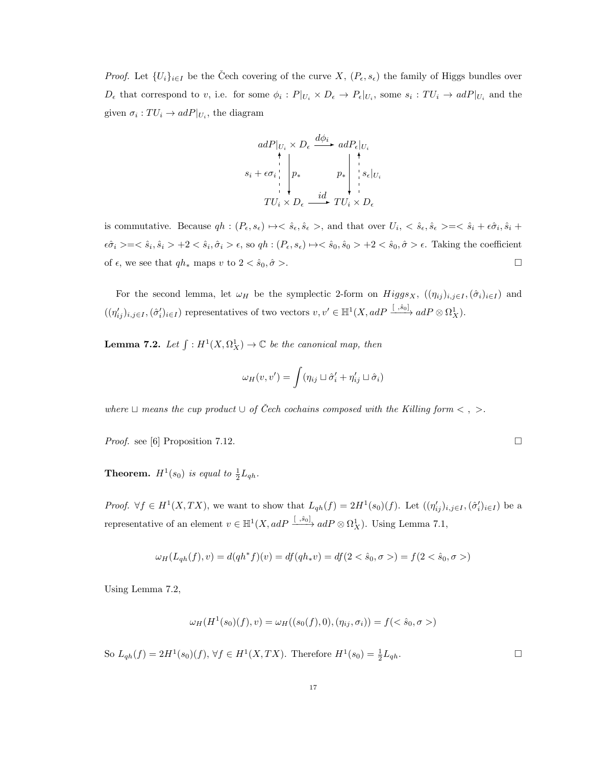*Proof.* Let $\{U_i\}_{i\in I}$ be the Čech covering of the curve $X$, $(P_\epsilon, s_\epsilon)$ the family of Higgs bundles over $D_\epsilon$ that correspond to $v$, i.e. for some $\phi_i : P|_{U_i} \times D_\epsilon \to P_\epsilon|_{U_i}$, some $s_i : TU_i \to adP|_{U_i}$ and the given $\sigma_i : TU_i \to adP|_{U_i}$, the diagram

$$\begin{array}{ccc}
adP|_{U_i} \times D_\epsilon & \xrightarrow{d\phi_i} & adP_\epsilon|_{U_i} \\
s_i + \epsilon\sigma_i \uparrow \downarrow p_* & & p_* \downarrow \uparrow s_\epsilon|_{U_i} \\
TU_i \times D_\epsilon & \xrightarrow{id} & TU_i \times D_\epsilon
\end{array}$$

is commutative. Because $qh : (P_\epsilon, s_\epsilon) \mapsto <\hat{s}_\epsilon, \hat{s}_\epsilon>$, and that over $U_i$, $<\hat{s}_\epsilon, \hat{s}_\epsilon> = <\hat{s}_i + \epsilon\hat{\sigma}_i, \hat{s}_i + \epsilon\hat{\sigma}_i> = <\hat{s}_i, \hat{s}_i> + 2 <\hat{s}_i, \hat{\sigma}_i> \epsilon$, so $qh : (P_\epsilon, s_\epsilon) \mapsto <\hat{s}_0, \hat{s}_0> + 2 <\hat{s}_0, \hat{\sigma}> \epsilon$. Taking the coefficient of $\epsilon$, we see that $qh_*$ maps $v$ to $2 <\hat{s}_0, \hat{\sigma}>$. □

For the second lemma, let $\omega_H$ be the symplectic 2-form on $Higgs_X$, $((\eta_{ij})_{i,j\in I}, (\hat{\sigma}_i)_{i\in I})$ and $((\eta'_{ij})_{i,j\in I}, (\hat{\sigma}'_i)_{i\in I})$ representatives of two vectors $v, v' \in \mathbb{H}^1(X, adP \xrightarrow{[\ ,\hat{s}_0]} adP \otimes \Omega^1_X)$.

**Lemma 7.2.** *Let $\int : H^1(X, \Omega^1_X) \to \mathbb{C}$ be the canonical map, then*

$$\omega_H(v, v') = \int (\eta_{ij} \sqcup \hat{\sigma}'_i + \eta'_{ij} \sqcup \hat{\sigma}_i)$$

*where $\sqcup$ means the cup product $\cup$ of Čech cochains composed with the Killing form $<\ ,\ >$.*

*Proof.* see [6] Proposition 7.12. □

**Theorem.** *$H^1(s_0)$ is equal to $\frac{1}{2}L_{qh}$.*

*Proof.* $\forall f \in H^1(X, TX)$, we want to show that $L_{qh}(f) = 2H^1(s_0)(f)$. Let $((\eta'_{ij})_{i,j\in I}, (\hat{\sigma}'_i)_{i\in I})$ be a representative of an element $v \in \mathbb{H}^1(X, adP \xrightarrow{[\ ,\hat{s}_0]} adP \otimes \Omega^1_X)$. Using Lemma 7.1,

$$\omega_H(L_{qh}(f), v) = d(qh^* f)(v) = df(qh_* v) = df(2 <\hat{s}_0, \sigma>) = f(2 <\hat{s}_0, \sigma>)$$

Using Lemma 7.2,

$$\omega_H(H^1(s_0)(f), v) = \omega_H((s_0(f), 0), (\eta_{ij}, \sigma_i)) = f(<\hat{s}_0, \sigma>)$$

So $L_{qh}(f) = 2H^1(s_0)(f)$, $\forall f \in H^1(X, TX)$. Therefore $H^1(s_0) = \frac{1}{2}L_{qh}$. □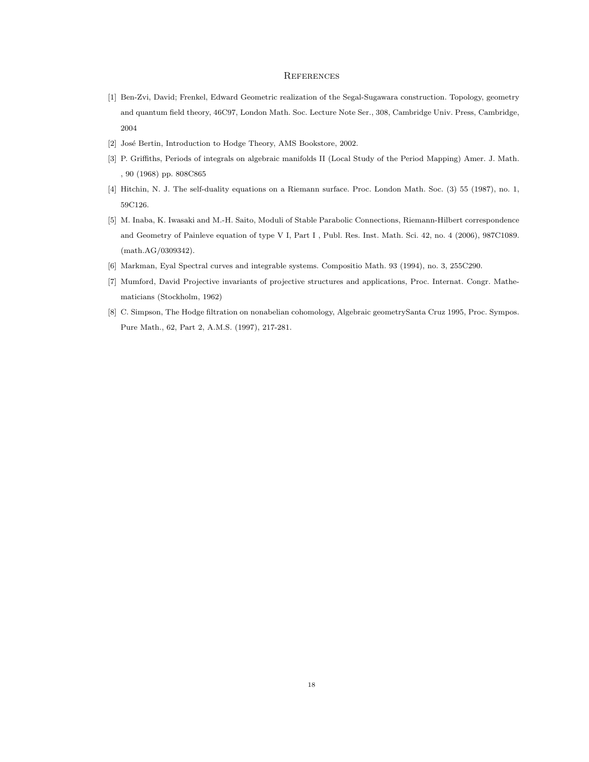# References

[1] Ben-Zvi, David; Frenkel, Edward Geometric realization of the Segal-Sugawara construction. Topology, geometry and quantum field theory, 46C97, London Math. Soc. Lecture Note Ser., 308, Cambridge Univ. Press, Cambridge, 2004

[2] José Bertin, Introduction to Hodge Theory, AMS Bookstore, 2002.

[3] P. Griffiths, Periods of integrals on algebraic manifolds II (Local Study of the Period Mapping) Amer. J. Math. , 90 (1968) pp. 808C865

[4] Hitchin, N. J. The self-duality equations on a Riemann surface. Proc. London Math. Soc. (3) 55 (1987), no. 1, 59C126.

[5] M. Inaba, K. Iwasaki and M.-H. Saito, Moduli of Stable Parabolic Connections, Riemann-Hilbert correspondence and Geometry of Painleve equation of type V I, Part I , Publ. Res. Inst. Math. Sci. 42, no. 4 (2006), 987C1089. (math.AG/0309342).

[6] Markman, Eyal Spectral curves and integrable systems. Compositio Math. 93 (1994), no. 3, 255C290.

[7] Mumford, David Projective invariants of projective structures and applications, Proc. Internat. Congr. Mathematicians (Stockholm, 1962)

[8] C. Simpson, The Hodge filtration on nonabelian cohomology, Algebraic geometrySanta Cruz 1995, Proc. Sympos. Pure Math., 62, Part 2, A.M.S. (1997), 217-281.